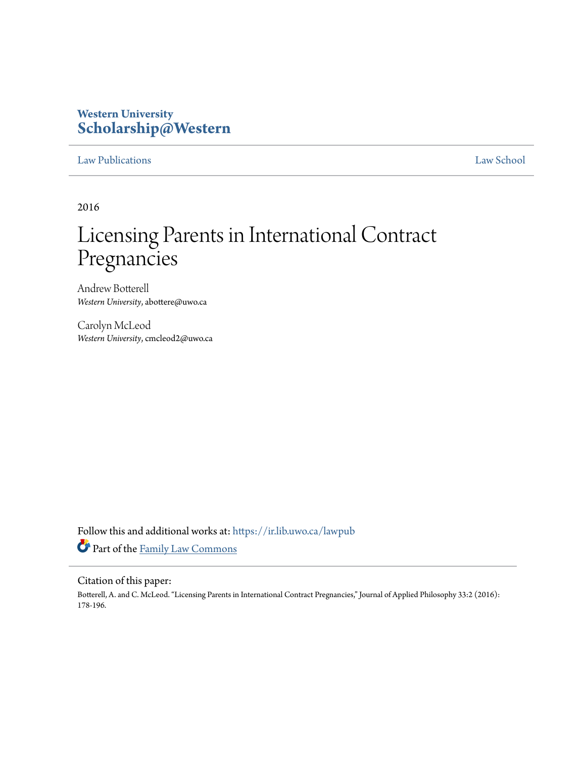Western University
**Scholarship@Western**

Law Publications | Law School

2016

# Licensing Parents in International Contract Pregnancies

Andrew Botterell
*Western University*, abottere@uwo.ca

Carolyn McLeod
*Western University*, cmcleod2@uwo.ca

Follow this and additional works at: https://ir.lib.uwo.ca/lawpub

Part of the Family Law Commons

Citation of this paper:

Botterell, A. and C. McLeod. "Licensing Parents in International Contract Pregnancies," Journal of Applied Philosophy 33:2 (2016): 178-196.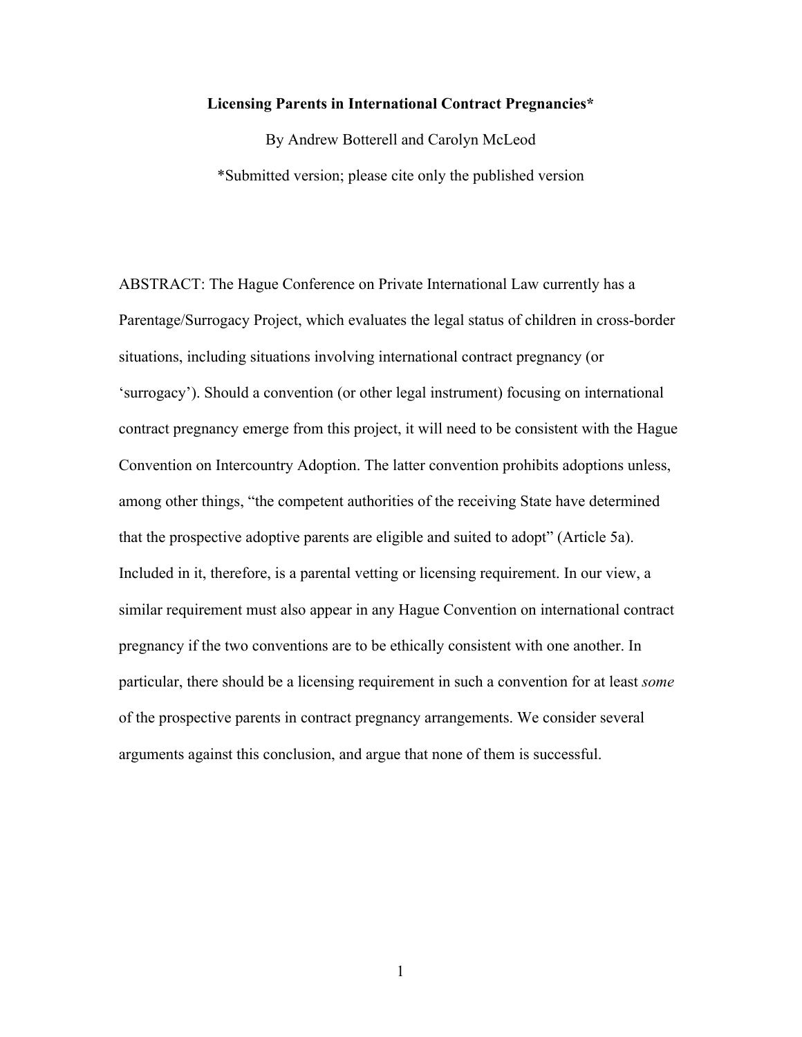**Licensing Parents in International Contract Pregnancies***

By Andrew Botterell and Carolyn McLeod

*Submitted version; please cite only the published version

ABSTRACT: The Hague Conference on Private International Law currently has a Parentage/Surrogacy Project, which evaluates the legal status of children in cross-border situations, including situations involving international contract pregnancy (or 'surrogacy'). Should a convention (or other legal instrument) focusing on international contract pregnancy emerge from this project, it will need to be consistent with the Hague Convention on Intercountry Adoption. The latter convention prohibits adoptions unless, among other things, "the competent authorities of the receiving State have determined that the prospective adoptive parents are eligible and suited to adopt" (Article 5a). Included in it, therefore, is a parental vetting or licensing requirement. In our view, a similar requirement must also appear in any Hague Convention on international contract pregnancy if the two conventions are to be ethically consistent with one another. In particular, there should be a licensing requirement in such a convention for at least *some* of the prospective parents in contract pregnancy arrangements. We consider several arguments against this conclusion, and argue that none of them is successful.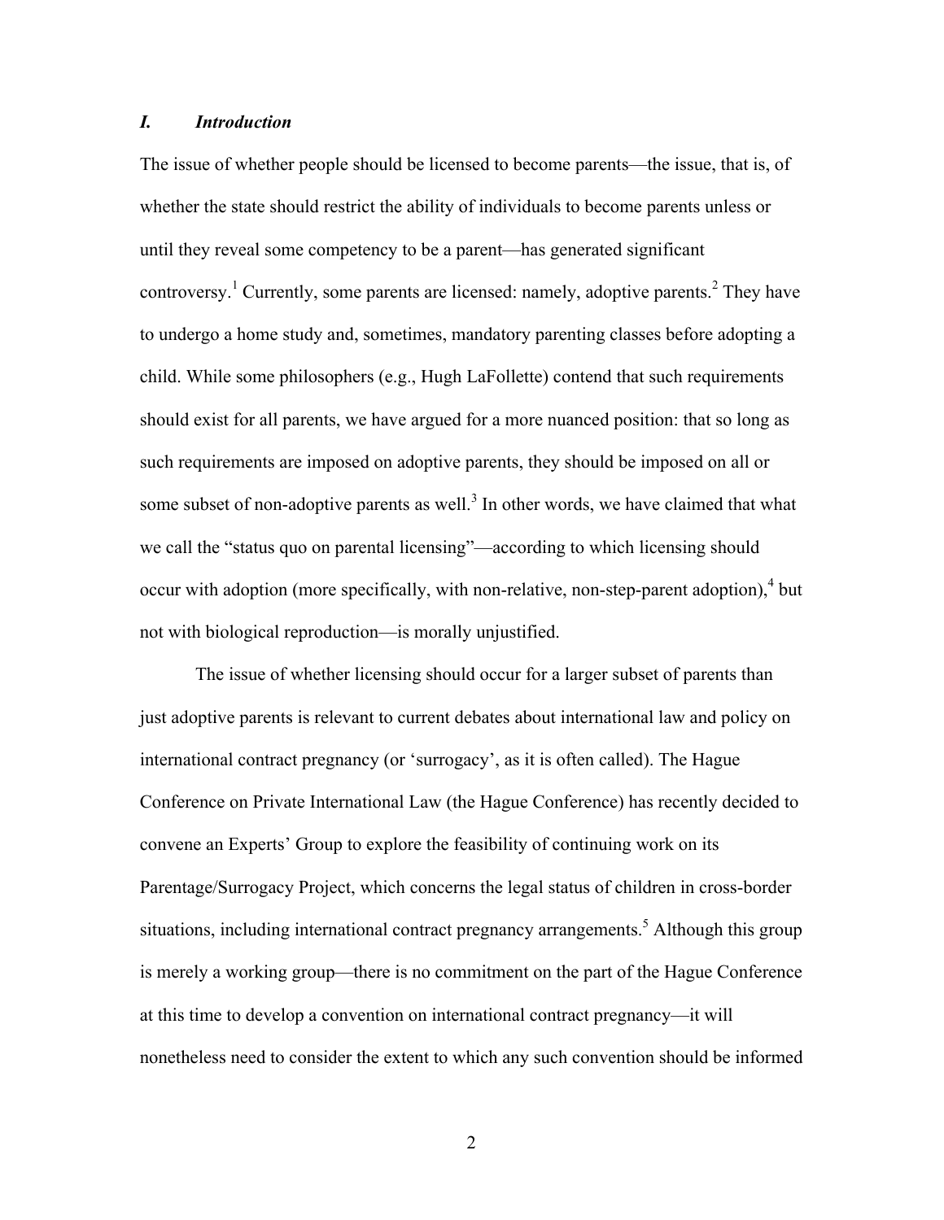## *I. Introduction*

The issue of whether people should be licensed to become parents—the issue, that is, of whether the state should restrict the ability of individuals to become parents unless or until they reveal some competency to be a parent—has generated significant controversy.[1] Currently, some parents are licensed: namely, adoptive parents.[2] They have to undergo a home study and, sometimes, mandatory parenting classes before adopting a child. While some philosophers (e.g., Hugh LaFollette) contend that such requirements should exist for all parents, we have argued for a more nuanced position: that so long as such requirements are imposed on adoptive parents, they should be imposed on all or some subset of non-adoptive parents as well.[3] In other words, we have claimed that what we call the "status quo on parental licensing"—according to which licensing should occur with adoption (more specifically, with non-relative, non-step-parent adoption),[4] but not with biological reproduction—is morally unjustified.

The issue of whether licensing should occur for a larger subset of parents than just adoptive parents is relevant to current debates about international law and policy on international contract pregnancy (or 'surrogacy', as it is often called). The Hague Conference on Private International Law (the Hague Conference) has recently decided to convene an Experts' Group to explore the feasibility of continuing work on its Parentage/Surrogacy Project, which concerns the legal status of children in cross-border situations, including international contract pregnancy arrangements.[5] Although this group is merely a working group—there is no commitment on the part of the Hague Conference at this time to develop a convention on international contract pregnancy—it will nonetheless need to consider the extent to which any such convention should be informed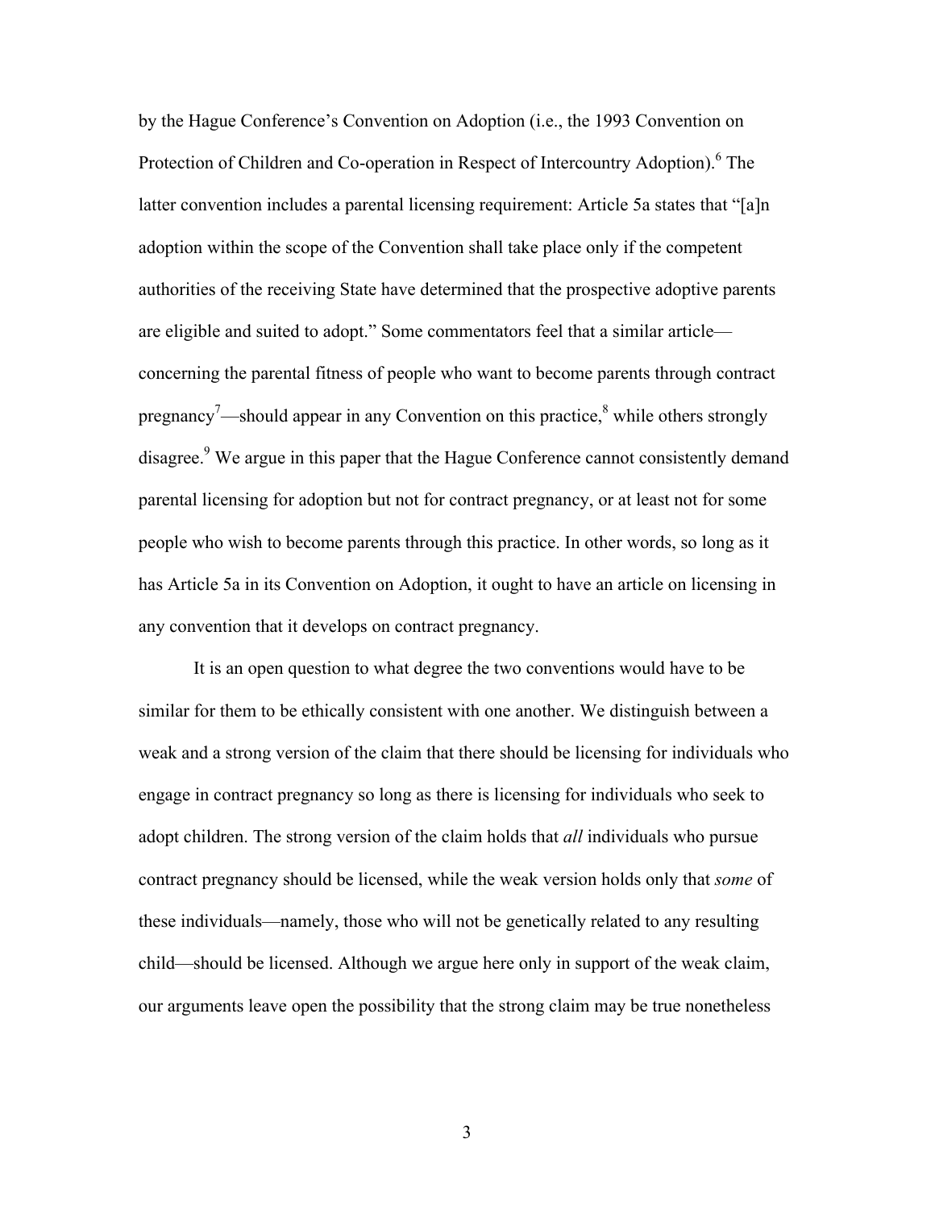by the Hague Conference's Convention on Adoption (i.e., the 1993 Convention on Protection of Children and Co-operation in Respect of Intercountry Adoption).[6] The latter convention includes a parental licensing requirement: Article 5a states that "[a]n adoption within the scope of the Convention shall take place only if the competent authorities of the receiving State have determined that the prospective adoptive parents are eligible and suited to adopt." Some commentators feel that a similar article—concerning the parental fitness of people who want to become parents through contract pregnancy[7]—should appear in any Convention on this practice,[8] while others strongly disagree.[9] We argue in this paper that the Hague Conference cannot consistently demand parental licensing for adoption but not for contract pregnancy, or at least not for some people who wish to become parents through this practice. In other words, so long as it has Article 5a in its Convention on Adoption, it ought to have an article on licensing in any convention that it develops on contract pregnancy.

It is an open question to what degree the two conventions would have to be similar for them to be ethically consistent with one another. We distinguish between a weak and a strong version of the claim that there should be licensing for individuals who engage in contract pregnancy so long as there is licensing for individuals who seek to adopt children. The strong version of the claim holds that *all* individuals who pursue contract pregnancy should be licensed, while the weak version holds only that *some* of these individuals—namely, those who will not be genetically related to any resulting child—should be licensed. Although we argue here only in support of the weak claim, our arguments leave open the possibility that the strong claim may be true nonetheless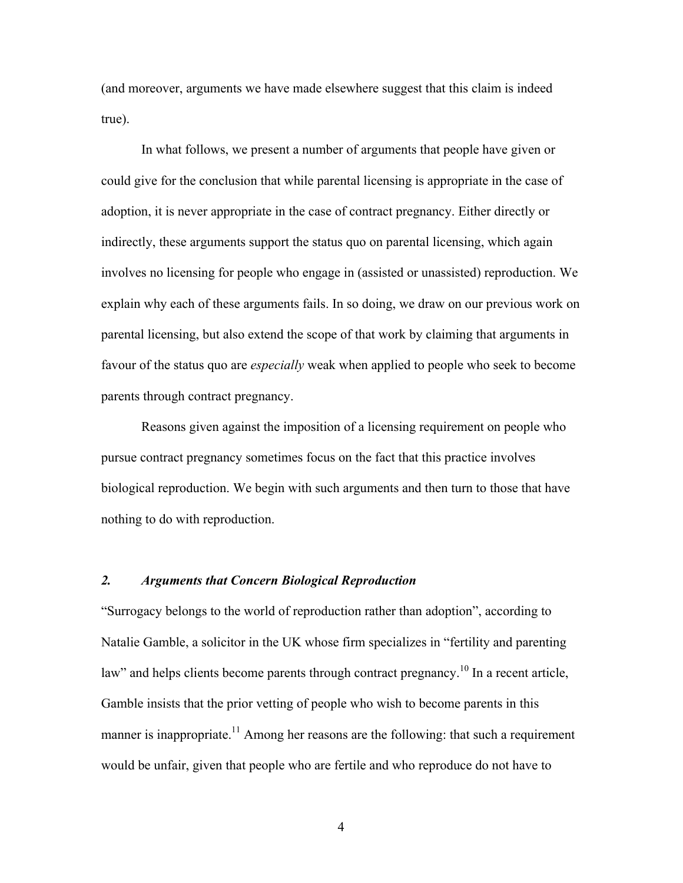(and moreover, arguments we have made elsewhere suggest that this claim is indeed true).

In what follows, we present a number of arguments that people have given or could give for the conclusion that while parental licensing is appropriate in the case of adoption, it is never appropriate in the case of contract pregnancy. Either directly or indirectly, these arguments support the status quo on parental licensing, which again involves no licensing for people who engage in (assisted or unassisted) reproduction. We explain why each of these arguments fails. In so doing, we draw on our previous work on parental licensing, but also extend the scope of that work by claiming that arguments in favour of the status quo are *especially* weak when applied to people who seek to become parents through contract pregnancy.

Reasons given against the imposition of a licensing requirement on people who pursue contract pregnancy sometimes focus on the fact that this practice involves biological reproduction. We begin with such arguments and then turn to those that have nothing to do with reproduction.

## *2. Arguments that Concern Biological Reproduction*

"Surrogacy belongs to the world of reproduction rather than adoption", according to Natalie Gamble, a solicitor in the UK whose firm specializes in "fertility and parenting law" and helps clients become parents through contract pregnancy.[10] In a recent article, Gamble insists that the prior vetting of people who wish to become parents in this manner is inappropriate.[11] Among her reasons are the following: that such a requirement would be unfair, given that people who are fertile and who reproduce do not have to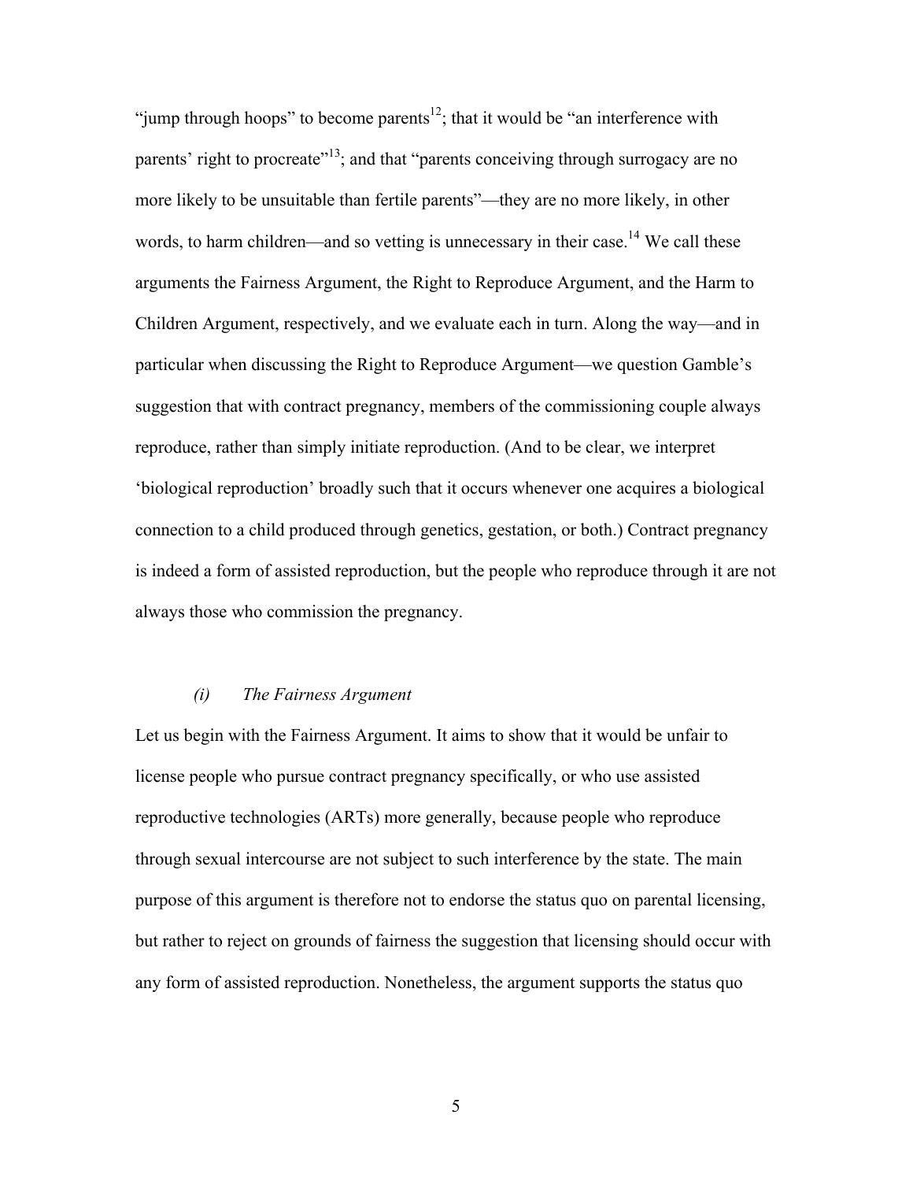"jump through hoops" to become parents[12]; that it would be "an interference with parents' right to procreate"[13]; and that "parents conceiving through surrogacy are no more likely to be unsuitable than fertile parents"—they are no more likely, in other words, to harm children—and so vetting is unnecessary in their case.[14] We call these arguments the Fairness Argument, the Right to Reproduce Argument, and the Harm to Children Argument, respectively, and we evaluate each in turn. Along the way—and in particular when discussing the Right to Reproduce Argument—we question Gamble's suggestion that with contract pregnancy, members of the commissioning couple always reproduce, rather than simply initiate reproduction. (And to be clear, we interpret 'biological reproduction' broadly such that it occurs whenever one acquires a biological connection to a child produced through genetics, gestation, or both.) Contract pregnancy is indeed a form of assisted reproduction, but the people who reproduce through it are not always those who commission the pregnancy.

### *(i) The Fairness Argument*

Let us begin with the Fairness Argument. It aims to show that it would be unfair to license people who pursue contract pregnancy specifically, or who use assisted reproductive technologies (ARTs) more generally, because people who reproduce through sexual intercourse are not subject to such interference by the state. The main purpose of this argument is therefore not to endorse the status quo on parental licensing, but rather to reject on grounds of fairness the suggestion that licensing should occur with any form of assisted reproduction. Nonetheless, the argument supports the status quo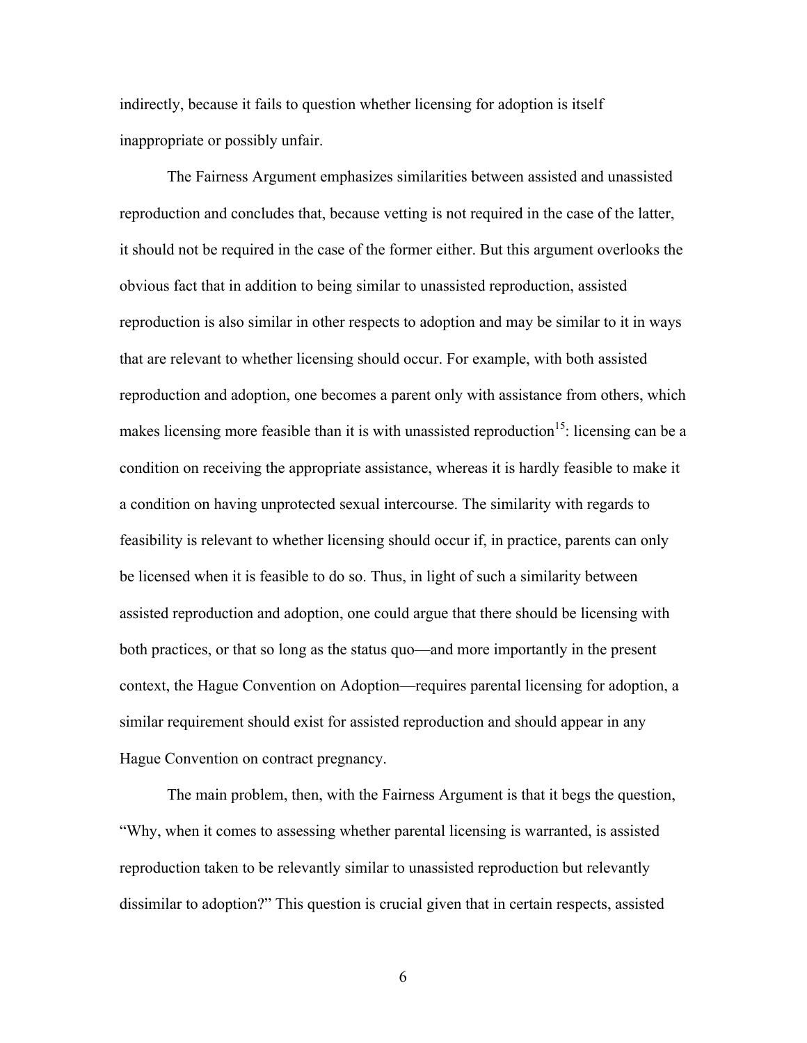indirectly, because it fails to question whether licensing for adoption is itself inappropriate or possibly unfair.

The Fairness Argument emphasizes similarities between assisted and unassisted reproduction and concludes that, because vetting is not required in the case of the latter, it should not be required in the case of the former either. But this argument overlooks the obvious fact that in addition to being similar to unassisted reproduction, assisted reproduction is also similar in other respects to adoption and may be similar to it in ways that are relevant to whether licensing should occur. For example, with both assisted reproduction and adoption, one becomes a parent only with assistance from others, which makes licensing more feasible than it is with unassisted reproduction[15]: licensing can be a condition on receiving the appropriate assistance, whereas it is hardly feasible to make it a condition on having unprotected sexual intercourse. The similarity with regards to feasibility is relevant to whether licensing should occur if, in practice, parents can only be licensed when it is feasible to do so. Thus, in light of such a similarity between assisted reproduction and adoption, one could argue that there should be licensing with both practices, or that so long as the status quo—and more importantly in the present context, the Hague Convention on Adoption—requires parental licensing for adoption, a similar requirement should exist for assisted reproduction and should appear in any Hague Convention on contract pregnancy.

The main problem, then, with the Fairness Argument is that it begs the question, "Why, when it comes to assessing whether parental licensing is warranted, is assisted reproduction taken to be relevantly similar to unassisted reproduction but relevantly dissimilar to adoption?" This question is crucial given that in certain respects, assisted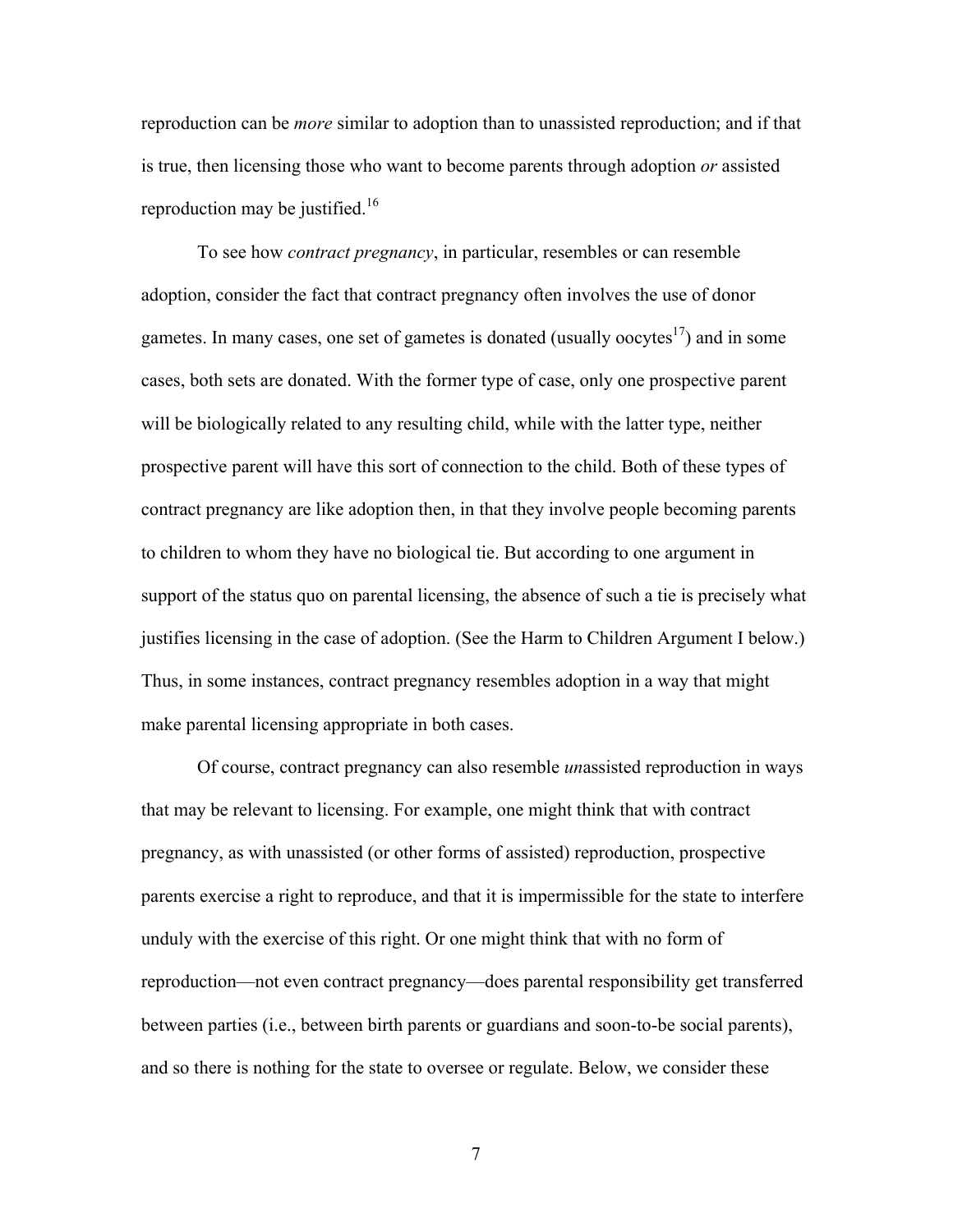reproduction can be *more* similar to adoption than to unassisted reproduction; and if that is true, then licensing those who want to become parents through adoption *or* assisted reproduction may be justified.[16]

To see how *contract pregnancy*, in particular, resembles or can resemble adoption, consider the fact that contract pregnancy often involves the use of donor gametes. In many cases, one set of gametes is donated (usually oocytes[17]) and in some cases, both sets are donated. With the former type of case, only one prospective parent will be biologically related to any resulting child, while with the latter type, neither prospective parent will have this sort of connection to the child. Both of these types of contract pregnancy are like adoption then, in that they involve people becoming parents to children to whom they have no biological tie. But according to one argument in support of the status quo on parental licensing, the absence of such a tie is precisely what justifies licensing in the case of adoption. (See the Harm to Children Argument I below.) Thus, in some instances, contract pregnancy resembles adoption in a way that might make parental licensing appropriate in both cases.

Of course, contract pregnancy can also resemble *un*assisted reproduction in ways that may be relevant to licensing. For example, one might think that with contract pregnancy, as with unassisted (or other forms of assisted) reproduction, prospective parents exercise a right to reproduce, and that it is impermissible for the state to interfere unduly with the exercise of this right. Or one might think that with no form of reproduction—not even contract pregnancy—does parental responsibility get transferred between parties (i.e., between birth parents or guardians and soon-to-be social parents), and so there is nothing for the state to oversee or regulate. Below, we consider these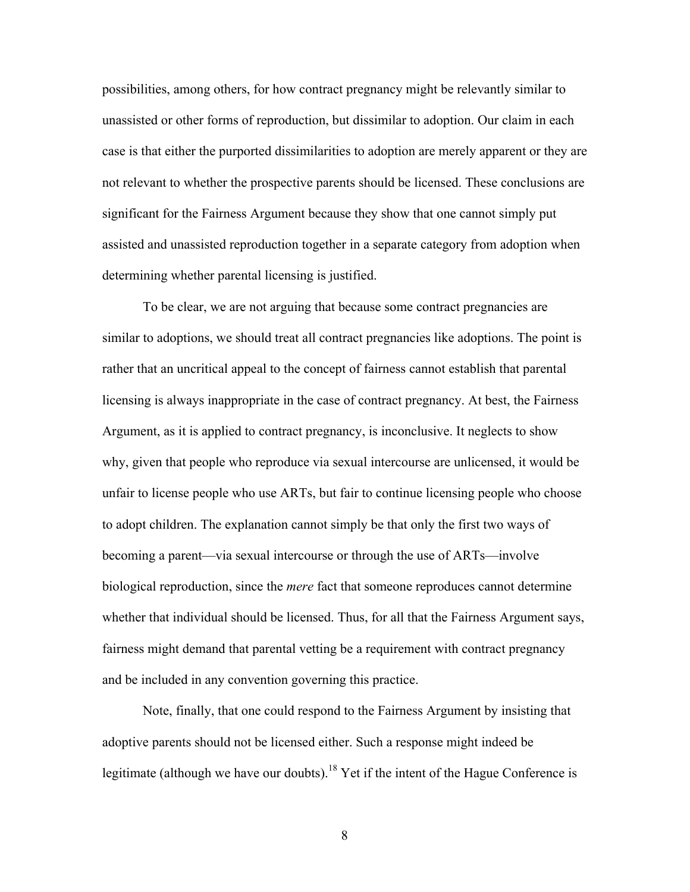possibilities, among others, for how contract pregnancy might be relevantly similar to unassisted or other forms of reproduction, but dissimilar to adoption. Our claim in each case is that either the purported dissimilarities to adoption are merely apparent or they are not relevant to whether the prospective parents should be licensed. These conclusions are significant for the Fairness Argument because they show that one cannot simply put assisted and unassisted reproduction together in a separate category from adoption when determining whether parental licensing is justified.

To be clear, we are not arguing that because some contract pregnancies are similar to adoptions, we should treat all contract pregnancies like adoptions. The point is rather that an uncritical appeal to the concept of fairness cannot establish that parental licensing is always inappropriate in the case of contract pregnancy. At best, the Fairness Argument, as it is applied to contract pregnancy, is inconclusive. It neglects to show why, given that people who reproduce via sexual intercourse are unlicensed, it would be unfair to license people who use ARTs, but fair to continue licensing people who choose to adopt children. The explanation cannot simply be that only the first two ways of becoming a parent—via sexual intercourse or through the use of ARTs—involve biological reproduction, since the *mere* fact that someone reproduces cannot determine whether that individual should be licensed. Thus, for all that the Fairness Argument says, fairness might demand that parental vetting be a requirement with contract pregnancy and be included in any convention governing this practice.

Note, finally, that one could respond to the Fairness Argument by insisting that adoptive parents should not be licensed either. Such a response might indeed be legitimate (although we have our doubts).[18] Yet if the intent of the Hague Conference is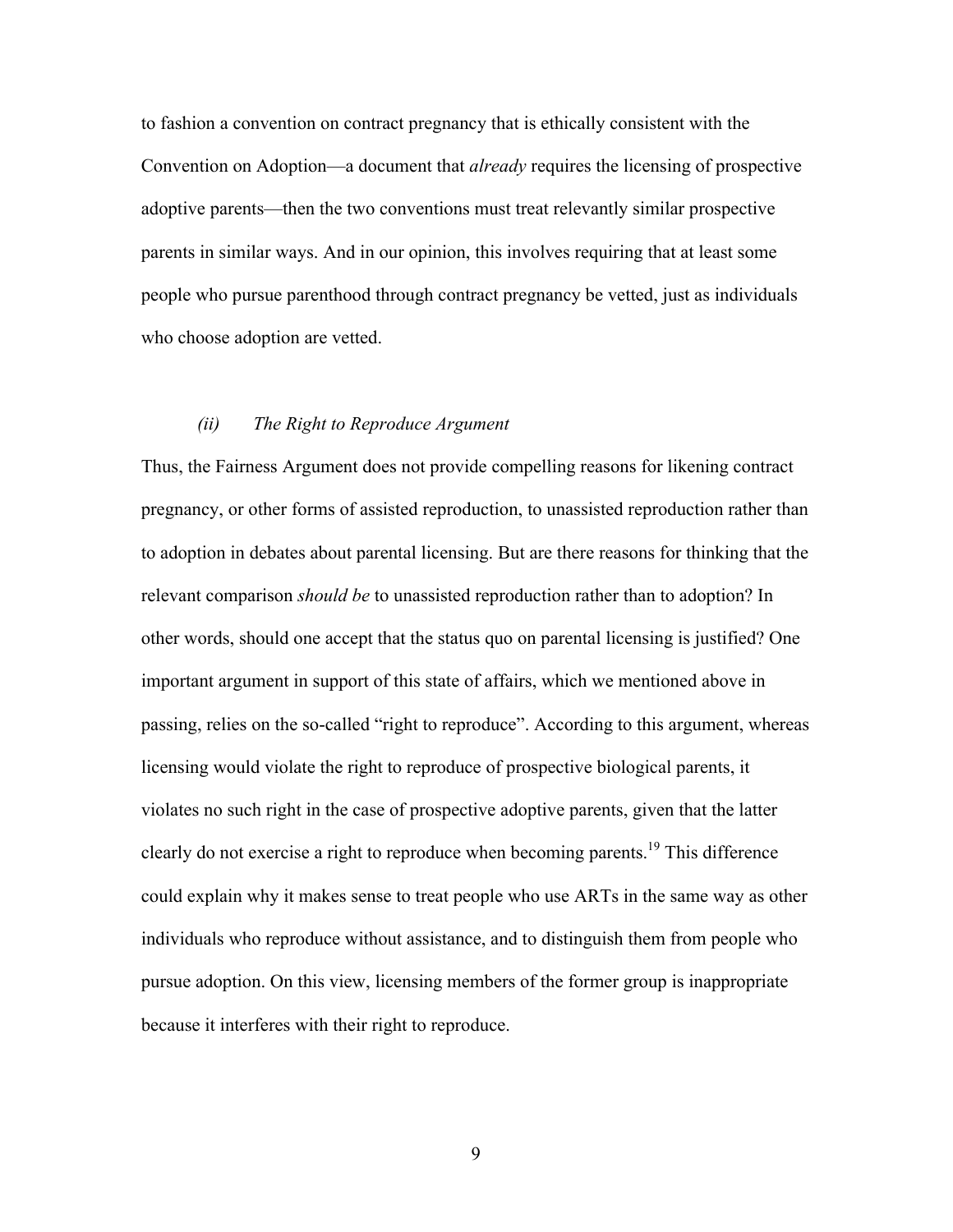to fashion a convention on contract pregnancy that is ethically consistent with the Convention on Adoption—a document that *already* requires the licensing of prospective adoptive parents—then the two conventions must treat relevantly similar prospective parents in similar ways. And in our opinion, this involves requiring that at least some people who pursue parenthood through contract pregnancy be vetted, just as individuals who choose adoption are vetted.

### *(ii) The Right to Reproduce Argument*

Thus, the Fairness Argument does not provide compelling reasons for likening contract pregnancy, or other forms of assisted reproduction, to unassisted reproduction rather than to adoption in debates about parental licensing. But are there reasons for thinking that the relevant comparison *should be* to unassisted reproduction rather than to adoption? In other words, should one accept that the status quo on parental licensing is justified? One important argument in support of this state of affairs, which we mentioned above in passing, relies on the so-called "right to reproduce". According to this argument, whereas licensing would violate the right to reproduce of prospective biological parents, it violates no such right in the case of prospective adoptive parents, given that the latter clearly do not exercise a right to reproduce when becoming parents.[19] This difference could explain why it makes sense to treat people who use ARTs in the same way as other individuals who reproduce without assistance, and to distinguish them from people who pursue adoption. On this view, licensing members of the former group is inappropriate because it interferes with their right to reproduce.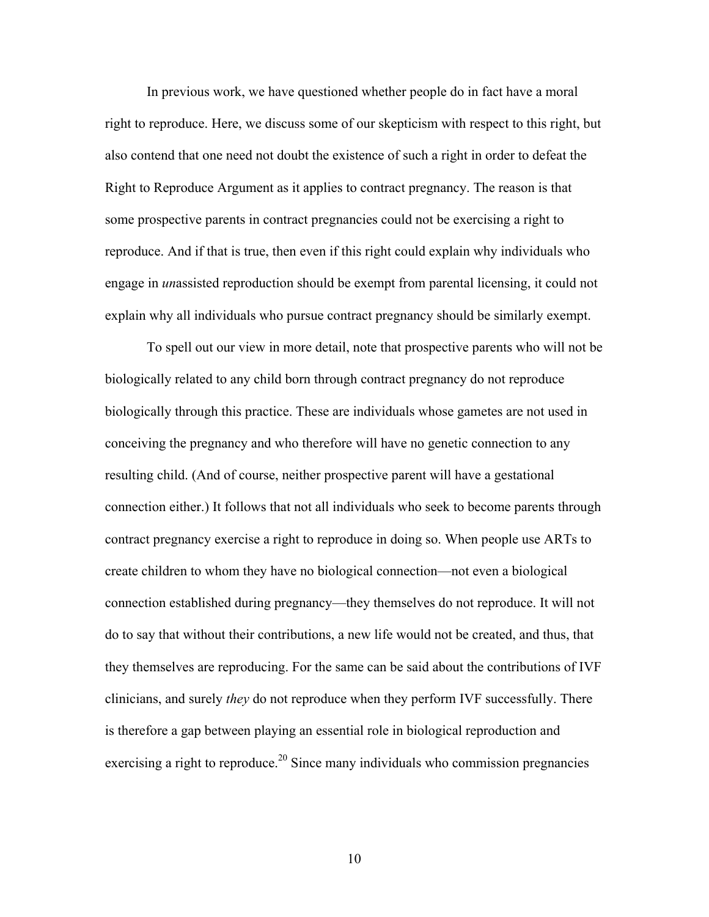In previous work, we have questioned whether people do in fact have a moral right to reproduce. Here, we discuss some of our skepticism with respect to this right, but also contend that one need not doubt the existence of such a right in order to defeat the Right to Reproduce Argument as it applies to contract pregnancy. The reason is that some prospective parents in contract pregnancies could not be exercising a right to reproduce. And if that is true, then even if this right could explain why individuals who engage in *un*assisted reproduction should be exempt from parental licensing, it could not explain why all individuals who pursue contract pregnancy should be similarly exempt.

To spell out our view in more detail, note that prospective parents who will not be biologically related to any child born through contract pregnancy do not reproduce biologically through this practice. These are individuals whose gametes are not used in conceiving the pregnancy and who therefore will have no genetic connection to any resulting child. (And of course, neither prospective parent will have a gestational connection either.) It follows that not all individuals who seek to become parents through contract pregnancy exercise a right to reproduce in doing so. When people use ARTs to create children to whom they have no biological connection—not even a biological connection established during pregnancy—they themselves do not reproduce. It will not do to say that without their contributions, a new life would not be created, and thus, that they themselves are reproducing. For the same can be said about the contributions of IVF clinicians, and surely *they* do not reproduce when they perform IVF successfully. There is therefore a gap between playing an essential role in biological reproduction and exercising a right to reproduce.[20] Since many individuals who commission pregnancies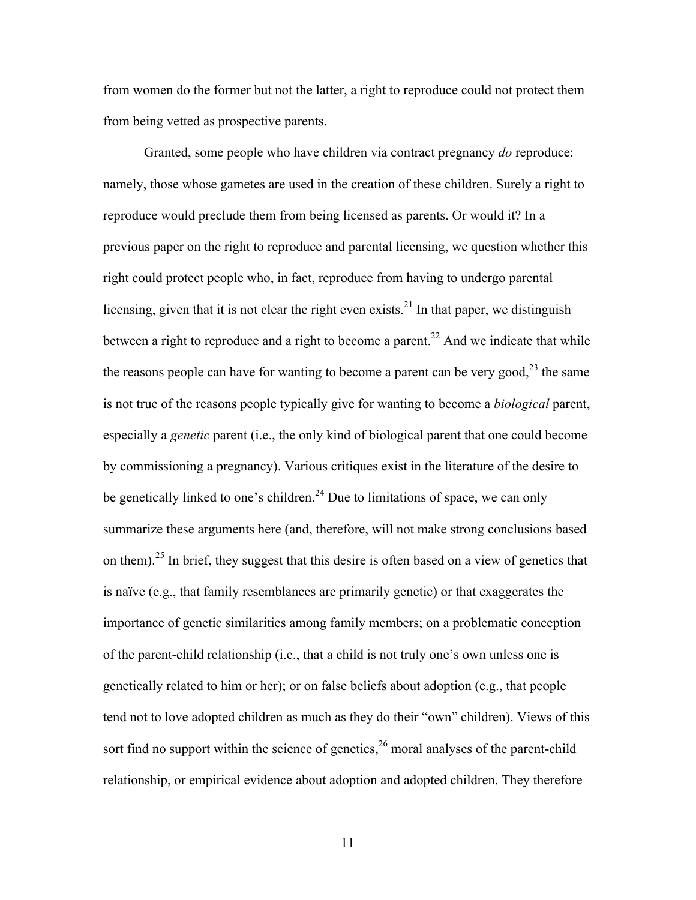from women do the former but not the latter, a right to reproduce could not protect them from being vetted as prospective parents.

Granted, some people who have children via contract pregnancy *do* reproduce: namely, those whose gametes are used in the creation of these children. Surely a right to reproduce would preclude them from being licensed as parents. Or would it? In a previous paper on the right to reproduce and parental licensing, we question whether this right could protect people who, in fact, reproduce from having to undergo parental licensing, given that it is not clear the right even exists.[21] In that paper, we distinguish between a right to reproduce and a right to become a parent.[22] And we indicate that while the reasons people can have for wanting to become a parent can be very good,[23] the same is not true of the reasons people typically give for wanting to become a *biological* parent, especially a *genetic* parent (i.e., the only kind of biological parent that one could become by commissioning a pregnancy). Various critiques exist in the literature of the desire to be genetically linked to one's children.[24] Due to limitations of space, we can only summarize these arguments here (and, therefore, will not make strong conclusions based on them).[25] In brief, they suggest that this desire is often based on a view of genetics that is naïve (e.g., that family resemblances are primarily genetic) or that exaggerates the importance of genetic similarities among family members; on a problematic conception of the parent-child relationship (i.e., that a child is not truly one's own unless one is genetically related to him or her); or on false beliefs about adoption (e.g., that people tend not to love adopted children as much as they do their "own" children). Views of this sort find no support within the science of genetics,[26] moral analyses of the parent-child relationship, or empirical evidence about adoption and adopted children. They therefore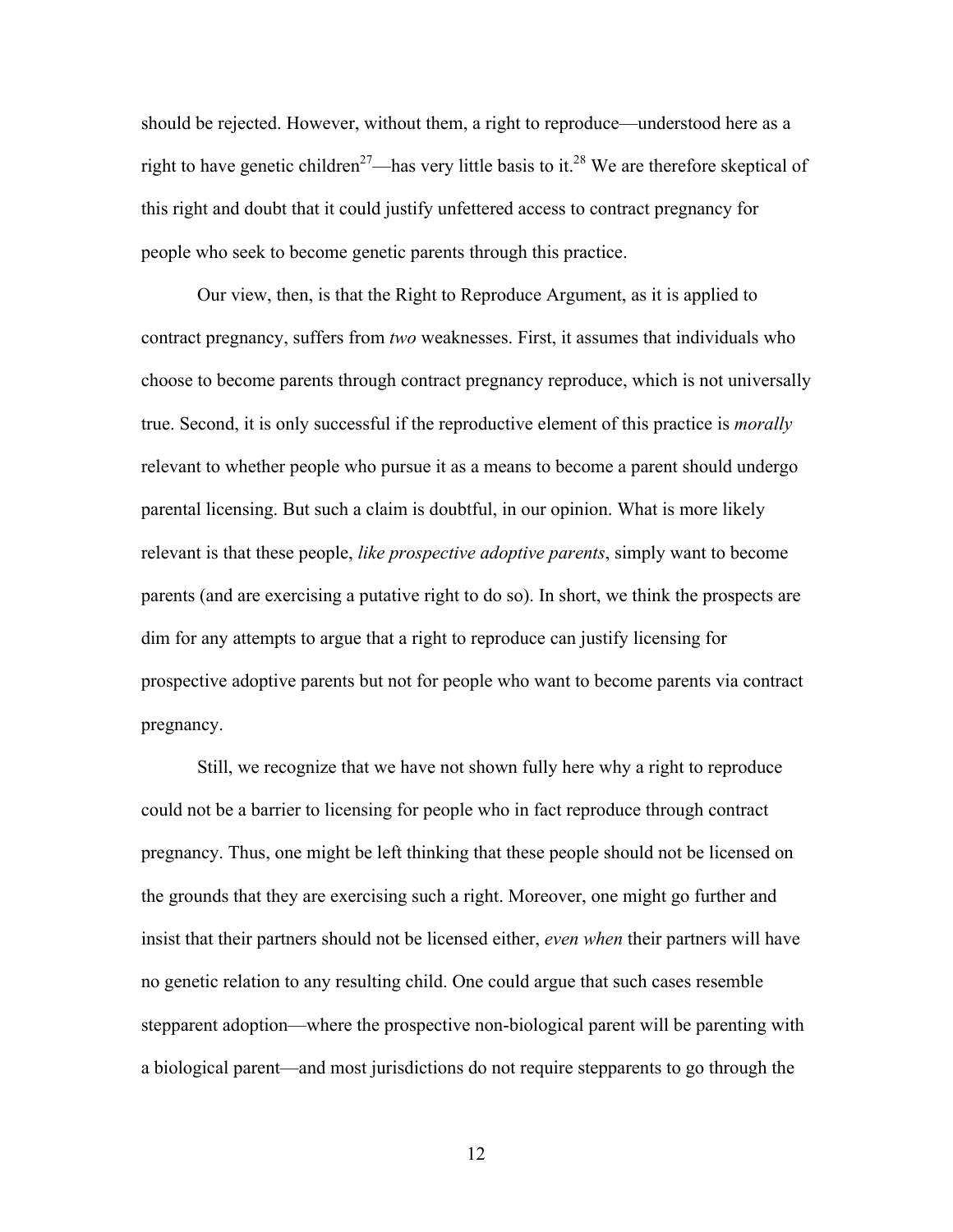should be rejected. However, without them, a right to reproduce—understood here as a right to have genetic children[27]—has very little basis to it.[28] We are therefore skeptical of this right and doubt that it could justify unfettered access to contract pregnancy for people who seek to become genetic parents through this practice.

Our view, then, is that the Right to Reproduce Argument, as it is applied to contract pregnancy, suffers from *two* weaknesses. First, it assumes that individuals who choose to become parents through contract pregnancy reproduce, which is not universally true. Second, it is only successful if the reproductive element of this practice is *morally* relevant to whether people who pursue it as a means to become a parent should undergo parental licensing. But such a claim is doubtful, in our opinion. What is more likely relevant is that these people, *like prospective adoptive parents*, simply want to become parents (and are exercising a putative right to do so). In short, we think the prospects are dim for any attempts to argue that a right to reproduce can justify licensing for prospective adoptive parents but not for people who want to become parents via contract pregnancy.

Still, we recognize that we have not shown fully here why a right to reproduce could not be a barrier to licensing for people who in fact reproduce through contract pregnancy. Thus, one might be left thinking that these people should not be licensed on the grounds that they are exercising such a right. Moreover, one might go further and insist that their partners should not be licensed either, *even when* their partners will have no genetic relation to any resulting child. One could argue that such cases resemble stepparent adoption—where the prospective non-biological parent will be parenting with a biological parent—and most jurisdictions do not require stepparents to go through the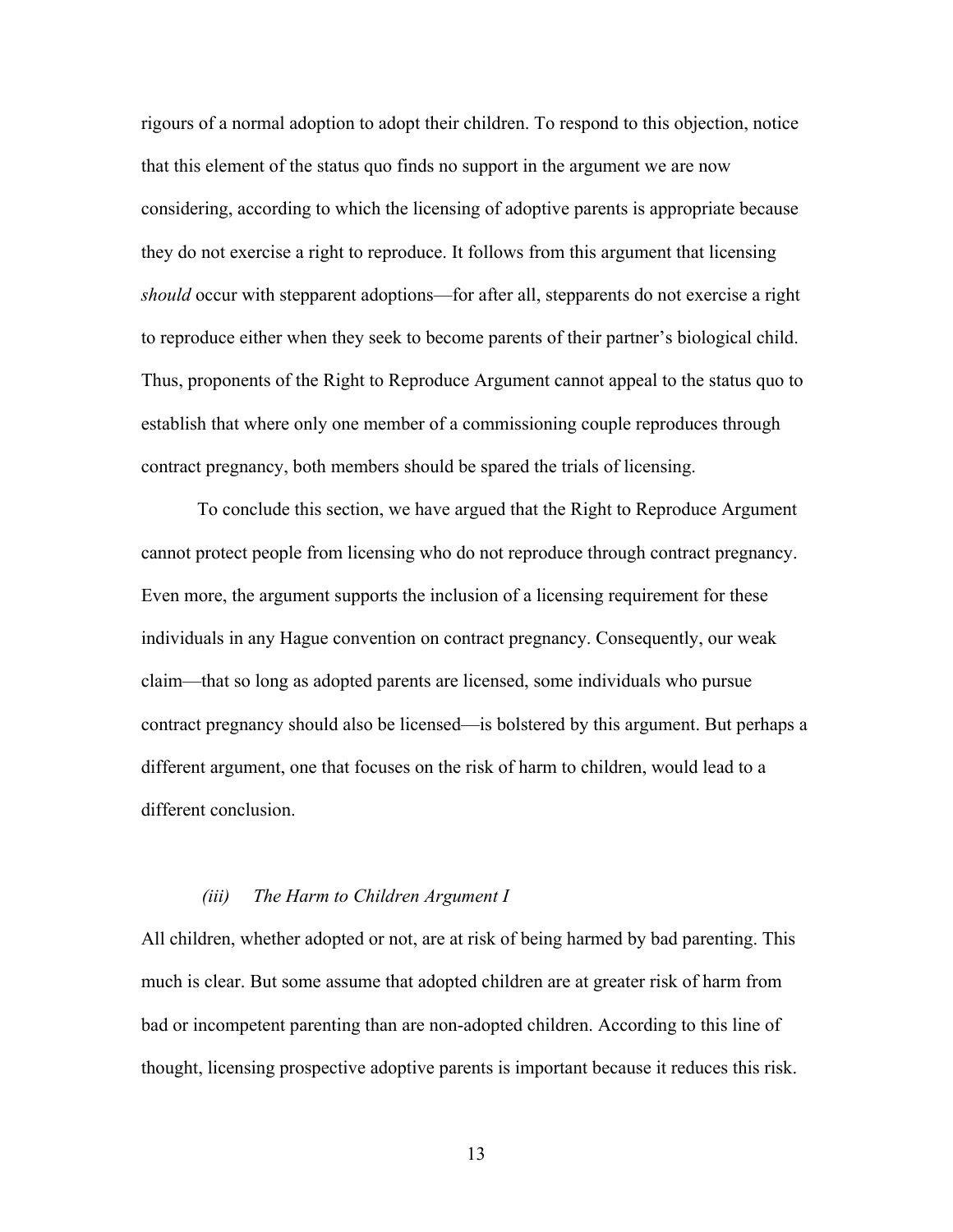rigours of a normal adoption to adopt their children. To respond to this objection, notice that this element of the status quo finds no support in the argument we are now considering, according to which the licensing of adoptive parents is appropriate because they do not exercise a right to reproduce. It follows from this argument that licensing *should* occur with stepparent adoptions—for after all, stepparents do not exercise a right to reproduce either when they seek to become parents of their partner's biological child. Thus, proponents of the Right to Reproduce Argument cannot appeal to the status quo to establish that where only one member of a commissioning couple reproduces through contract pregnancy, both members should be spared the trials of licensing.

To conclude this section, we have argued that the Right to Reproduce Argument cannot protect people from licensing who do not reproduce through contract pregnancy. Even more, the argument supports the inclusion of a licensing requirement for these individuals in any Hague convention on contract pregnancy. Consequently, our weak claim—that so long as adopted parents are licensed, some individuals who pursue contract pregnancy should also be licensed—is bolstered by this argument. But perhaps a different argument, one that focuses on the risk of harm to children, would lead to a different conclusion.

### *(iii) The Harm to Children Argument I*

All children, whether adopted or not, are at risk of being harmed by bad parenting. This much is clear. But some assume that adopted children are at greater risk of harm from bad or incompetent parenting than are non-adopted children. According to this line of thought, licensing prospective adoptive parents is important because it reduces this risk.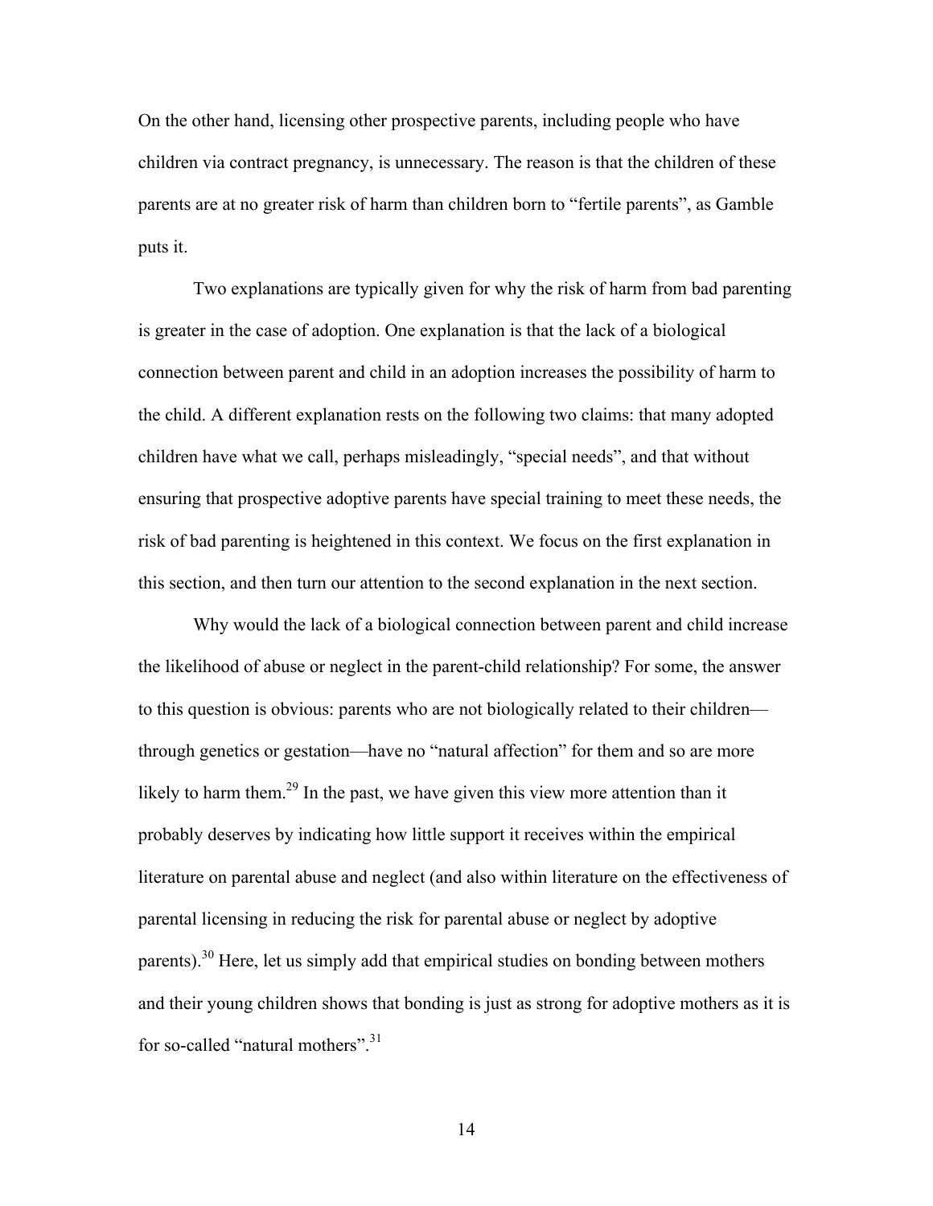On the other hand, licensing other prospective parents, including people who have children via contract pregnancy, is unnecessary. The reason is that the children of these parents are at no greater risk of harm than children born to "fertile parents", as Gamble puts it.

Two explanations are typically given for why the risk of harm from bad parenting is greater in the case of adoption. One explanation is that the lack of a biological connection between parent and child in an adoption increases the possibility of harm to the child. A different explanation rests on the following two claims: that many adopted children have what we call, perhaps misleadingly, "special needs", and that without ensuring that prospective adoptive parents have special training to meet these needs, the risk of bad parenting is heightened in this context. We focus on the first explanation in this section, and then turn our attention to the second explanation in the next section.

Why would the lack of a biological connection between parent and child increase the likelihood of abuse or neglect in the parent-child relationship? For some, the answer to this question is obvious: parents who are not biologically related to their children—through genetics or gestation—have no "natural affection" for them and so are more likely to harm them.[29] In the past, we have given this view more attention than it probably deserves by indicating how little support it receives within the empirical literature on parental abuse and neglect (and also within literature on the effectiveness of parental licensing in reducing the risk for parental abuse or neglect by adoptive parents).[30] Here, let us simply add that empirical studies on bonding between mothers and their young children shows that bonding is just as strong for adoptive mothers as it is for so-called "natural mothers".[31]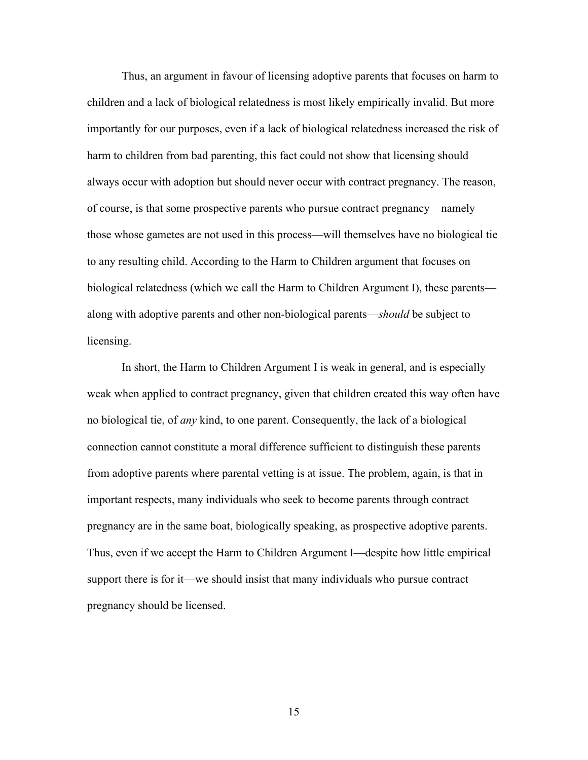Thus, an argument in favour of licensing adoptive parents that focuses on harm to children and a lack of biological relatedness is most likely empirically invalid. But more importantly for our purposes, even if a lack of biological relatedness increased the risk of harm to children from bad parenting, this fact could not show that licensing should always occur with adoption but should never occur with contract pregnancy. The reason, of course, is that some prospective parents who pursue contract pregnancy—namely those whose gametes are not used in this process—will themselves have no biological tie to any resulting child. According to the Harm to Children argument that focuses on biological relatedness (which we call the Harm to Children Argument I), these parents—along with adoptive parents and other non-biological parents—*should* be subject to licensing.

In short, the Harm to Children Argument I is weak in general, and is especially weak when applied to contract pregnancy, given that children created this way often have no biological tie, of *any* kind, to one parent. Consequently, the lack of a biological connection cannot constitute a moral difference sufficient to distinguish these parents from adoptive parents where parental vetting is at issue. The problem, again, is that in important respects, many individuals who seek to become parents through contract pregnancy are in the same boat, biologically speaking, as prospective adoptive parents. Thus, even if we accept the Harm to Children Argument I—despite how little empirical support there is for it—we should insist that many individuals who pursue contract pregnancy should be licensed.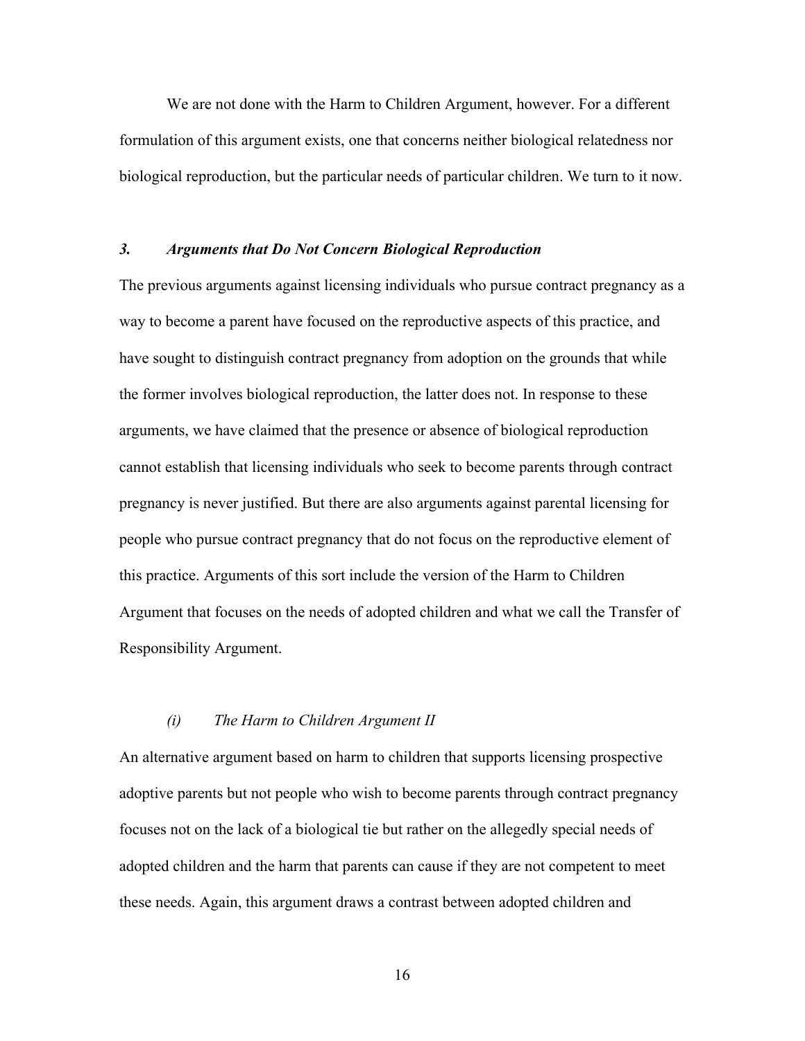We are not done with the Harm to Children Argument, however. For a different formulation of this argument exists, one that concerns neither biological relatedness nor biological reproduction, but the particular needs of particular children. We turn to it now.

### *3. Arguments that Do Not Concern Biological Reproduction*

The previous arguments against licensing individuals who pursue contract pregnancy as a way to become a parent have focused on the reproductive aspects of this practice, and have sought to distinguish contract pregnancy from adoption on the grounds that while the former involves biological reproduction, the latter does not. In response to these arguments, we have claimed that the presence or absence of biological reproduction cannot establish that licensing individuals who seek to become parents through contract pregnancy is never justified. But there are also arguments against parental licensing for people who pursue contract pregnancy that do not focus on the reproductive element of this practice. Arguments of this sort include the version of the Harm to Children Argument that focuses on the needs of adopted children and what we call the Transfer of Responsibility Argument.

#### *(i) The Harm to Children Argument II*

An alternative argument based on harm to children that supports licensing prospective adoptive parents but not people who wish to become parents through contract pregnancy focuses not on the lack of a biological tie but rather on the allegedly special needs of adopted children and the harm that parents can cause if they are not competent to meet these needs. Again, this argument draws a contrast between adopted children and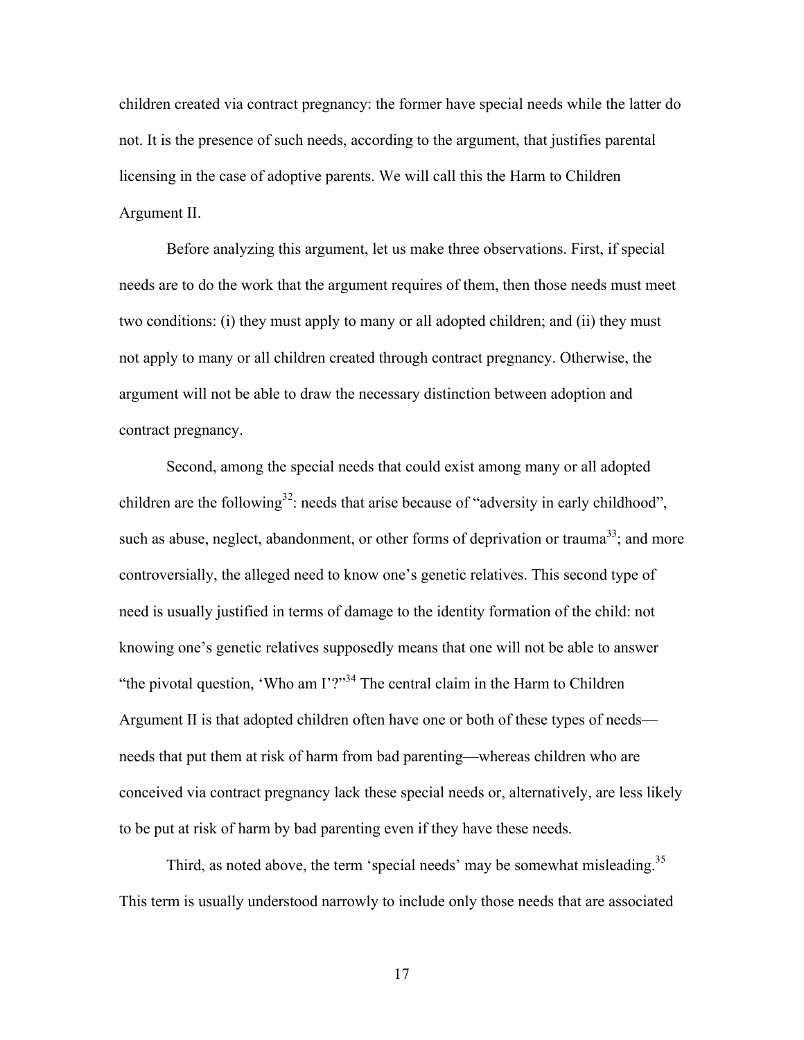children created via contract pregnancy: the former have special needs while the latter do not. It is the presence of such needs, according to the argument, that justifies parental licensing in the case of adoptive parents. We will call this the Harm to Children Argument II.

Before analyzing this argument, let us make three observations. First, if special needs are to do the work that the argument requires of them, then those needs must meet two conditions: (i) they must apply to many or all adopted children; and (ii) they must not apply to many or all children created through contract pregnancy. Otherwise, the argument will not be able to draw the necessary distinction between adoption and contract pregnancy.

Second, among the special needs that could exist among many or all adopted children are the following[32]: needs that arise because of "adversity in early childhood", such as abuse, neglect, abandonment, or other forms of deprivation or trauma[33]; and more controversially, the alleged need to know one's genetic relatives. This second type of need is usually justified in terms of damage to the identity formation of the child: not knowing one's genetic relatives supposedly means that one will not be able to answer "the pivotal question, 'Who am I'?"[34] The central claim in the Harm to Children Argument II is that adopted children often have one or both of these types of needs—needs that put them at risk of harm from bad parenting—whereas children who are conceived via contract pregnancy lack these special needs or, alternatively, are less likely to be put at risk of harm by bad parenting even if they have these needs.

Third, as noted above, the term 'special needs' may be somewhat misleading.[35] This term is usually understood narrowly to include only those needs that are associated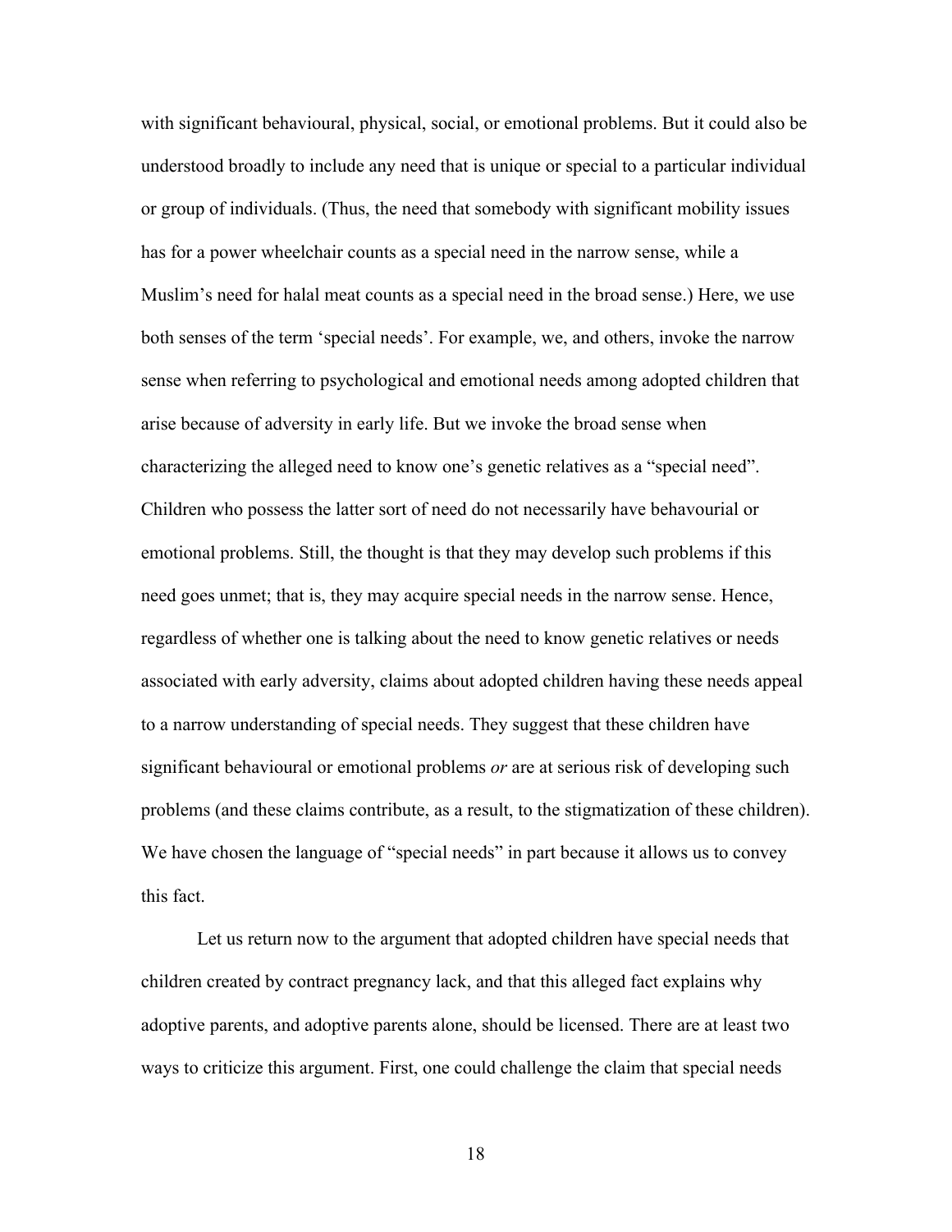with significant behavioural, physical, social, or emotional problems. But it could also be understood broadly to include any need that is unique or special to a particular individual or group of individuals. (Thus, the need that somebody with significant mobility issues has for a power wheelchair counts as a special need in the narrow sense, while a Muslim's need for halal meat counts as a special need in the broad sense.) Here, we use both senses of the term 'special needs'. For example, we, and others, invoke the narrow sense when referring to psychological and emotional needs among adopted children that arise because of adversity in early life. But we invoke the broad sense when characterizing the alleged need to know one's genetic relatives as a "special need". Children who possess the latter sort of need do not necessarily have behavourial or emotional problems. Still, the thought is that they may develop such problems if this need goes unmet; that is, they may acquire special needs in the narrow sense. Hence, regardless of whether one is talking about the need to know genetic relatives or needs associated with early adversity, claims about adopted children having these needs appeal to a narrow understanding of special needs. They suggest that these children have significant behavioural or emotional problems *or* are at serious risk of developing such problems (and these claims contribute, as a result, to the stigmatization of these children). We have chosen the language of "special needs" in part because it allows us to convey this fact.

Let us return now to the argument that adopted children have special needs that children created by contract pregnancy lack, and that this alleged fact explains why adoptive parents, and adoptive parents alone, should be licensed. There are at least two ways to criticize this argument. First, one could challenge the claim that special needs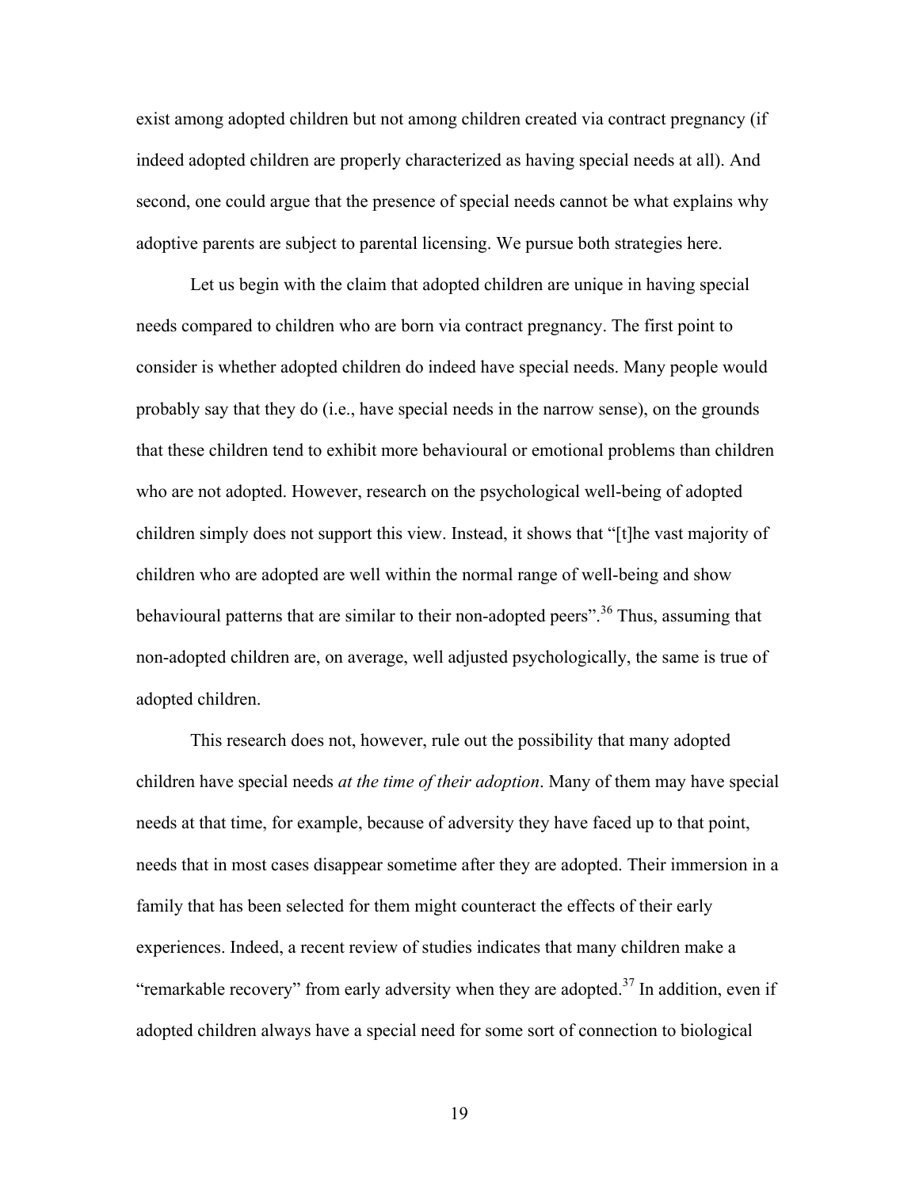exist among adopted children but not among children created via contract pregnancy (if indeed adopted children are properly characterized as having special needs at all). And second, one could argue that the presence of special needs cannot be what explains why adoptive parents are subject to parental licensing. We pursue both strategies here.

Let us begin with the claim that adopted children are unique in having special needs compared to children who are born via contract pregnancy. The first point to consider is whether adopted children do indeed have special needs. Many people would probably say that they do (i.e., have special needs in the narrow sense), on the grounds that these children tend to exhibit more behavioural or emotional problems than children who are not adopted. However, research on the psychological well-being of adopted children simply does not support this view. Instead, it shows that "[t]he vast majority of children who are adopted are well within the normal range of well-being and show behavioural patterns that are similar to their non-adopted peers".[36] Thus, assuming that non-adopted children are, on average, well adjusted psychologically, the same is true of adopted children.

This research does not, however, rule out the possibility that many adopted children have special needs *at the time of their adoption*. Many of them may have special needs at that time, for example, because of adversity they have faced up to that point, needs that in most cases disappear sometime after they are adopted. Their immersion in a family that has been selected for them might counteract the effects of their early experiences. Indeed, a recent review of studies indicates that many children make a "remarkable recovery" from early adversity when they are adopted.[37] In addition, even if adopted children always have a special need for some sort of connection to biological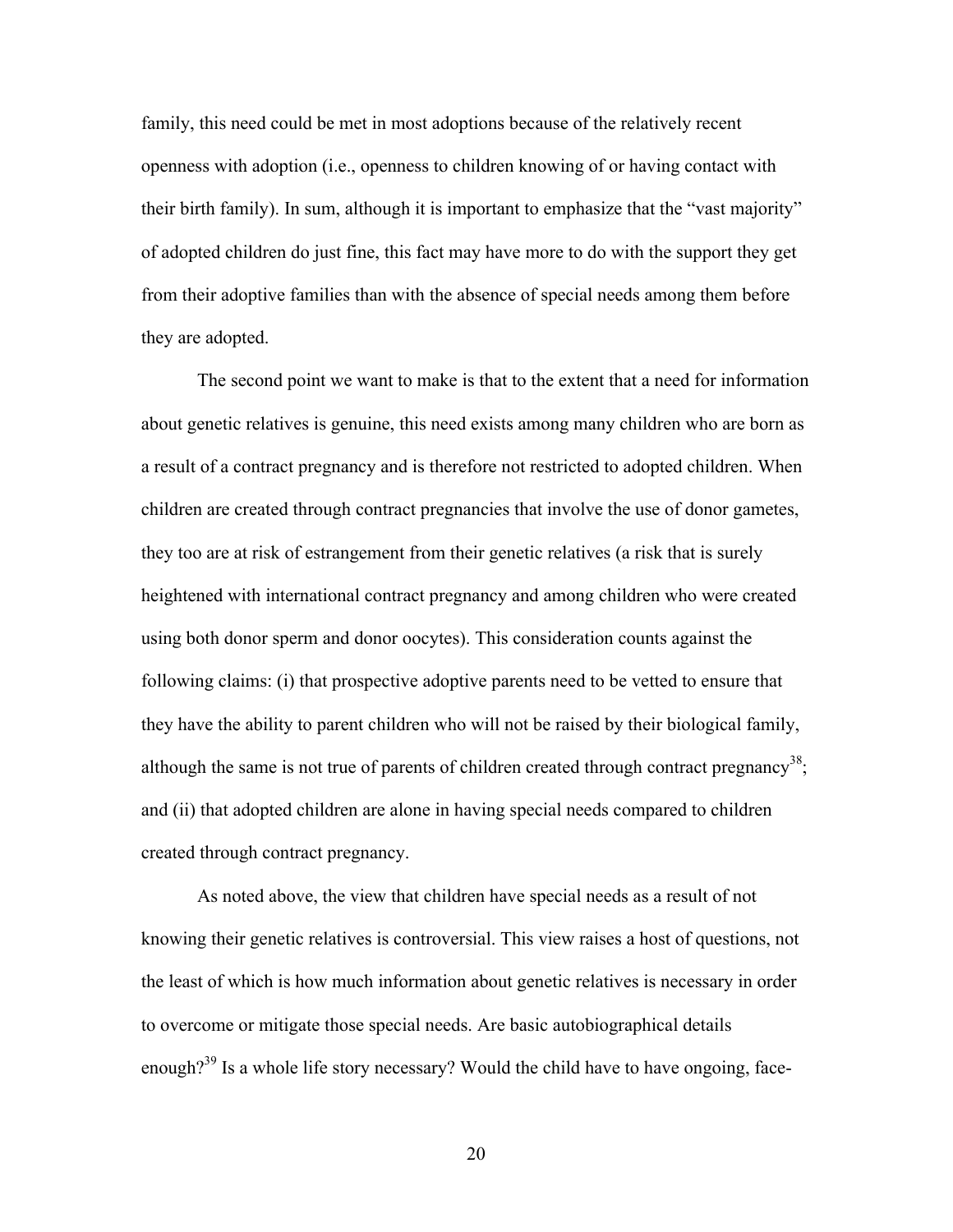family, this need could be met in most adoptions because of the relatively recent openness with adoption (i.e., openness to children knowing of or having contact with their birth family). In sum, although it is important to emphasize that the "vast majority" of adopted children do just fine, this fact may have more to do with the support they get from their adoptive families than with the absence of special needs among them before they are adopted.

The second point we want to make is that to the extent that a need for information about genetic relatives is genuine, this need exists among many children who are born as a result of a contract pregnancy and is therefore not restricted to adopted children. When children are created through contract pregnancies that involve the use of donor gametes, they too are at risk of estrangement from their genetic relatives (a risk that is surely heightened with international contract pregnancy and among children who were created using both donor sperm and donor oocytes). This consideration counts against the following claims: (i) that prospective adoptive parents need to be vetted to ensure that they have the ability to parent children who will not be raised by their biological family, although the same is not true of parents of children created through contract pregnancy[38]; and (ii) that adopted children are alone in having special needs compared to children created through contract pregnancy.

As noted above, the view that children have special needs as a result of not knowing their genetic relatives is controversial. This view raises a host of questions, not the least of which is how much information about genetic relatives is necessary in order to overcome or mitigate those special needs. Are basic autobiographical details enough?[39] Is a whole life story necessary? Would the child have to have ongoing, face-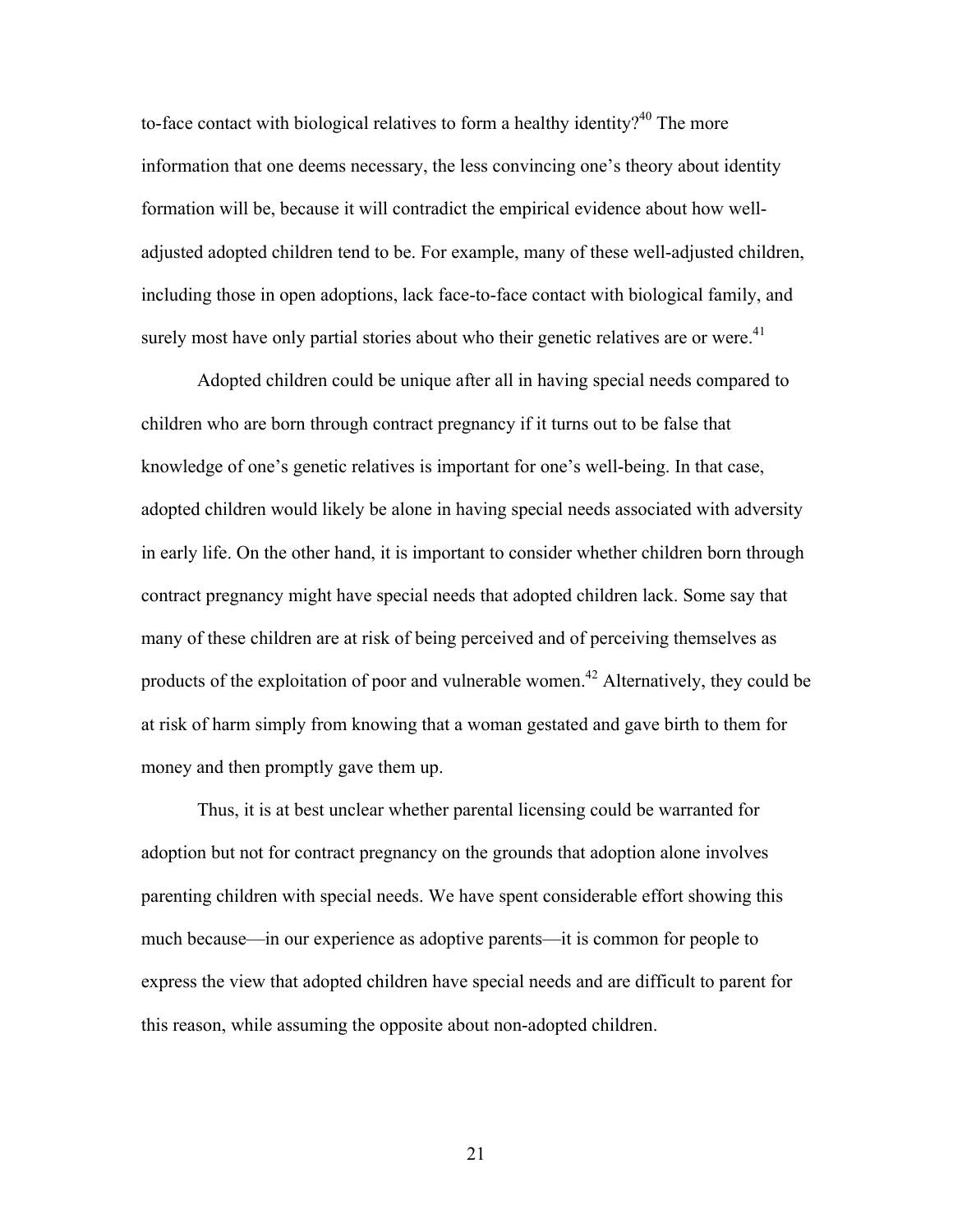to-face contact with biological relatives to form a healthy identity?[40] The more information that one deems necessary, the less convincing one's theory about identity formation will be, because it will contradict the empirical evidence about how well-adjusted adopted children tend to be. For example, many of these well-adjusted children, including those in open adoptions, lack face-to-face contact with biological family, and surely most have only partial stories about who their genetic relatives are or were.[41]

Adopted children could be unique after all in having special needs compared to children who are born through contract pregnancy if it turns out to be false that knowledge of one's genetic relatives is important for one's well-being. In that case, adopted children would likely be alone in having special needs associated with adversity in early life. On the other hand, it is important to consider whether children born through contract pregnancy might have special needs that adopted children lack. Some say that many of these children are at risk of being perceived and of perceiving themselves as products of the exploitation of poor and vulnerable women.[42] Alternatively, they could be at risk of harm simply from knowing that a woman gestated and gave birth to them for money and then promptly gave them up.

Thus, it is at best unclear whether parental licensing could be warranted for adoption but not for contract pregnancy on the grounds that adoption alone involves parenting children with special needs. We have spent considerable effort showing this much because—in our experience as adoptive parents—it is common for people to express the view that adopted children have special needs and are difficult to parent for this reason, while assuming the opposite about non-adopted children.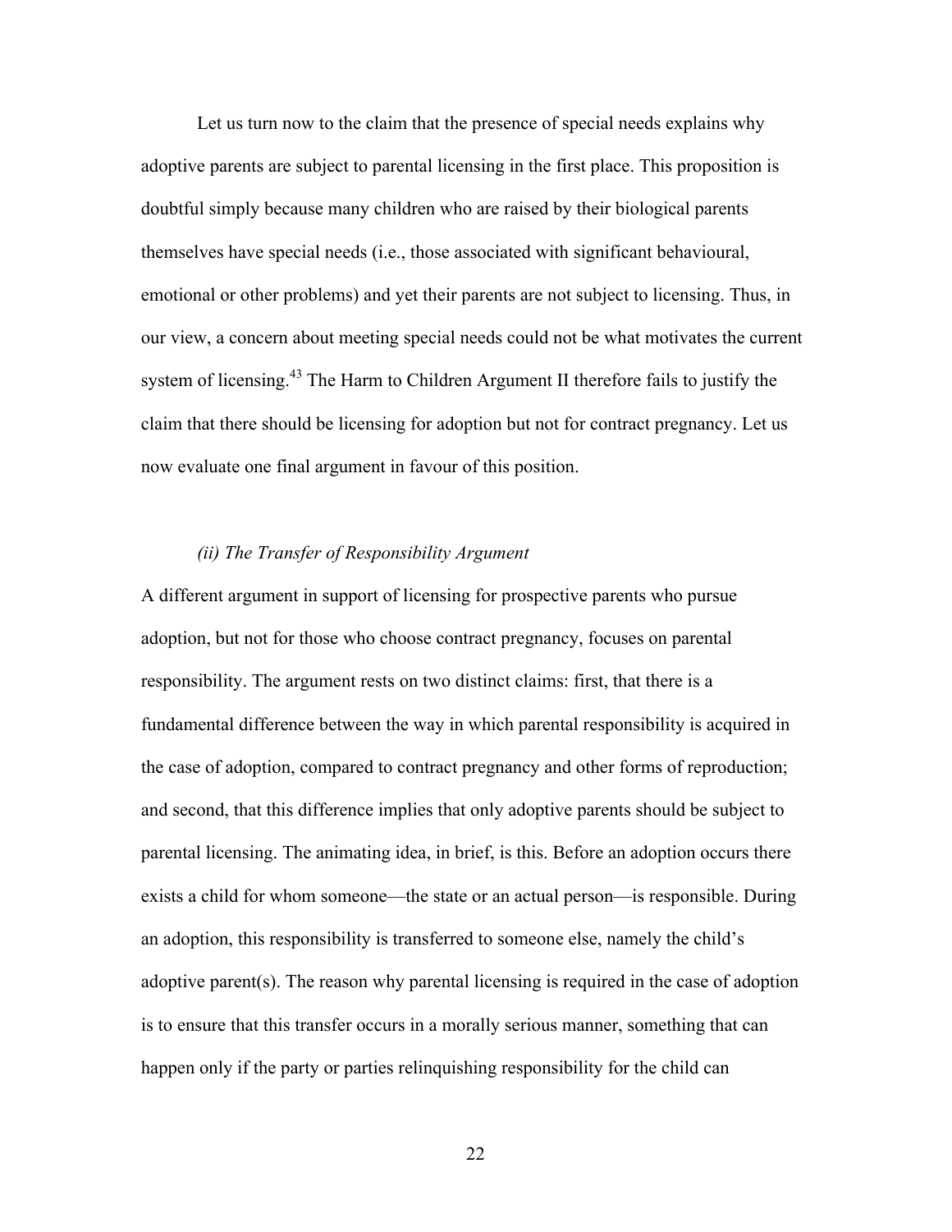Let us turn now to the claim that the presence of special needs explains why adoptive parents are subject to parental licensing in the first place. This proposition is doubtful simply because many children who are raised by their biological parents themselves have special needs (i.e., those associated with significant behavioural, emotional or other problems) and yet their parents are not subject to licensing. Thus, in our view, a concern about meeting special needs could not be what motivates the current system of licensing.[43] The Harm to Children Argument II therefore fails to justify the claim that there should be licensing for adoption but not for contract pregnancy. Let us now evaluate one final argument in favour of this position.

### *(ii) The Transfer of Responsibility Argument*

A different argument in support of licensing for prospective parents who pursue adoption, but not for those who choose contract pregnancy, focuses on parental responsibility. The argument rests on two distinct claims: first, that there is a fundamental difference between the way in which parental responsibility is acquired in the case of adoption, compared to contract pregnancy and other forms of reproduction; and second, that this difference implies that only adoptive parents should be subject to parental licensing. The animating idea, in brief, is this. Before an adoption occurs there exists a child for whom someone—the state or an actual person—is responsible. During an adoption, this responsibility is transferred to someone else, namely the child's adoptive parent(s). The reason why parental licensing is required in the case of adoption is to ensure that this transfer occurs in a morally serious manner, something that can happen only if the party or parties relinquishing responsibility for the child can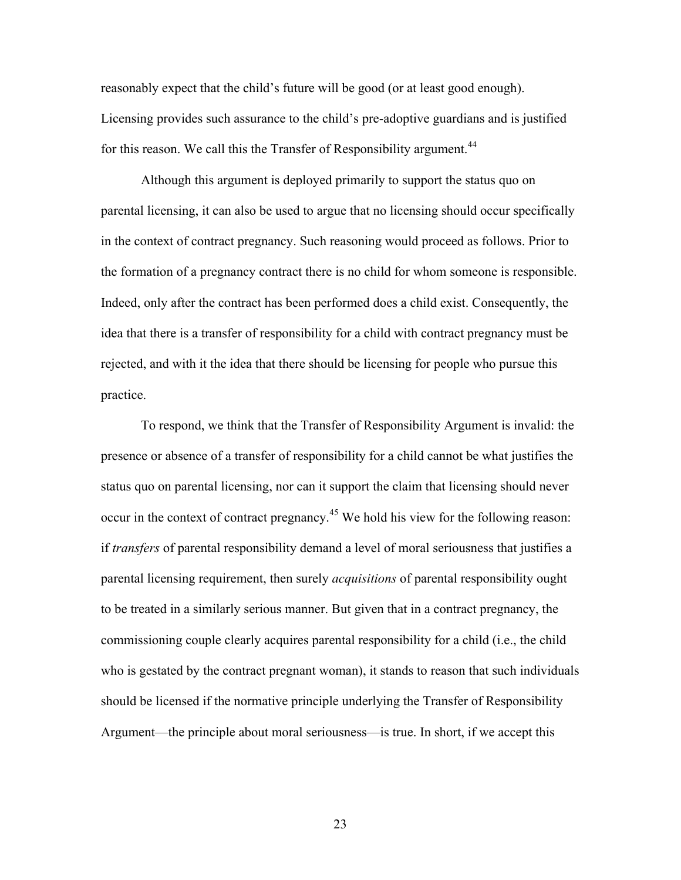reasonably expect that the child's future will be good (or at least good enough). Licensing provides such assurance to the child's pre-adoptive guardians and is justified for this reason. We call this the Transfer of Responsibility argument.[44]

Although this argument is deployed primarily to support the status quo on parental licensing, it can also be used to argue that no licensing should occur specifically in the context of contract pregnancy. Such reasoning would proceed as follows. Prior to the formation of a pregnancy contract there is no child for whom someone is responsible. Indeed, only after the contract has been performed does a child exist. Consequently, the idea that there is a transfer of responsibility for a child with contract pregnancy must be rejected, and with it the idea that there should be licensing for people who pursue this practice.

To respond, we think that the Transfer of Responsibility Argument is invalid: the presence or absence of a transfer of responsibility for a child cannot be what justifies the status quo on parental licensing, nor can it support the claim that licensing should never occur in the context of contract pregnancy.[45] We hold his view for the following reason: if *transfers* of parental responsibility demand a level of moral seriousness that justifies a parental licensing requirement, then surely *acquisitions* of parental responsibility ought to be treated in a similarly serious manner. But given that in a contract pregnancy, the commissioning couple clearly acquires parental responsibility for a child (i.e., the child who is gestated by the contract pregnant woman), it stands to reason that such individuals should be licensed if the normative principle underlying the Transfer of Responsibility Argument—the principle about moral seriousness—is true. In short, if we accept this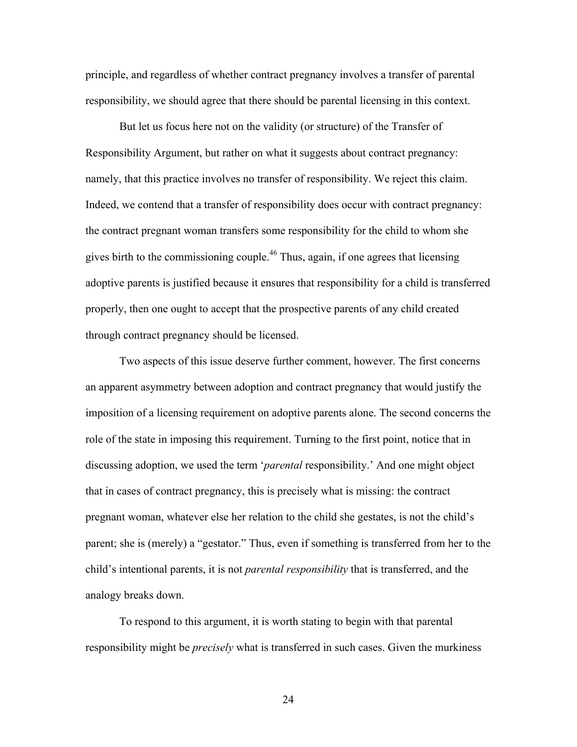principle, and regardless of whether contract pregnancy involves a transfer of parental responsibility, we should agree that there should be parental licensing in this context.

But let us focus here not on the validity (or structure) of the Transfer of Responsibility Argument, but rather on what it suggests about contract pregnancy: namely, that this practice involves no transfer of responsibility. We reject this claim. Indeed, we contend that a transfer of responsibility does occur with contract pregnancy: the contract pregnant woman transfers some responsibility for the child to whom she gives birth to the commissioning couple.[46] Thus, again, if one agrees that licensing adoptive parents is justified because it ensures that responsibility for a child is transferred properly, then one ought to accept that the prospective parents of any child created through contract pregnancy should be licensed.

Two aspects of this issue deserve further comment, however. The first concerns an apparent asymmetry between adoption and contract pregnancy that would justify the imposition of a licensing requirement on adoptive parents alone. The second concerns the role of the state in imposing this requirement. Turning to the first point, notice that in discussing adoption, we used the term '*parental* responsibility.' And one might object that in cases of contract pregnancy, this is precisely what is missing: the contract pregnant woman, whatever else her relation to the child she gestates, is not the child's parent; she is (merely) a "gestator." Thus, even if something is transferred from her to the child's intentional parents, it is not *parental responsibility* that is transferred, and the analogy breaks down.

To respond to this argument, it is worth stating to begin with that parental responsibility might be *precisely* what is transferred in such cases. Given the murkiness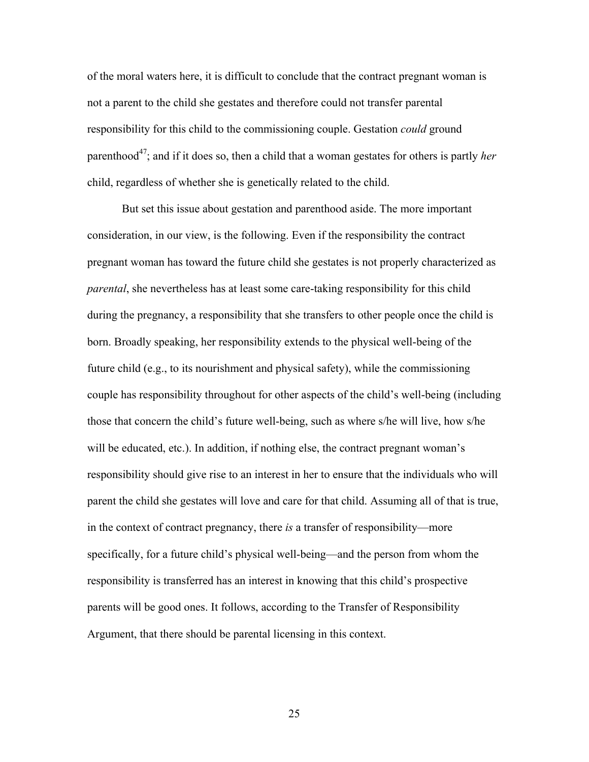of the moral waters here, it is difficult to conclude that the contract pregnant woman is not a parent to the child she gestates and therefore could not transfer parental responsibility for this child to the commissioning couple. Gestation *could* ground parenthood[47]; and if it does so, then a child that a woman gestates for others is partly *her* child, regardless of whether she is genetically related to the child.

But set this issue about gestation and parenthood aside. The more important consideration, in our view, is the following. Even if the responsibility the contract pregnant woman has toward the future child she gestates is not properly characterized as *parental*, she nevertheless has at least some care-taking responsibility for this child during the pregnancy, a responsibility that she transfers to other people once the child is born. Broadly speaking, her responsibility extends to the physical well-being of the future child (e.g., to its nourishment and physical safety), while the commissioning couple has responsibility throughout for other aspects of the child's well-being (including those that concern the child's future well-being, such as where s/he will live, how s/he will be educated, etc.). In addition, if nothing else, the contract pregnant woman's responsibility should give rise to an interest in her to ensure that the individuals who will parent the child she gestates will love and care for that child. Assuming all of that is true, in the context of contract pregnancy, there *is* a transfer of responsibility—more specifically, for a future child's physical well-being—and the person from whom the responsibility is transferred has an interest in knowing that this child's prospective parents will be good ones. It follows, according to the Transfer of Responsibility Argument, that there should be parental licensing in this context.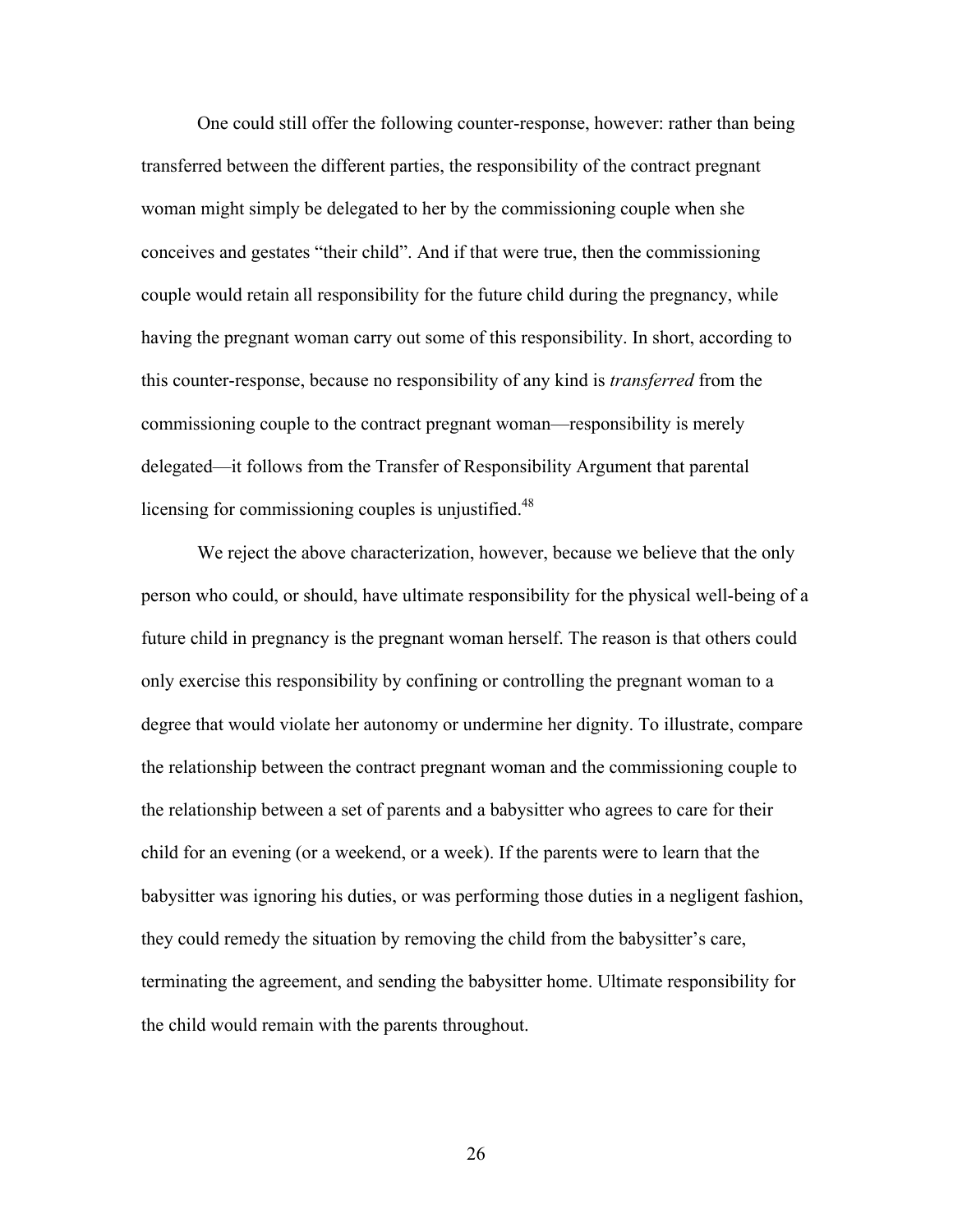One could still offer the following counter-response, however: rather than being transferred between the different parties, the responsibility of the contract pregnant woman might simply be delegated to her by the commissioning couple when she conceives and gestates "their child". And if that were true, then the commissioning couple would retain all responsibility for the future child during the pregnancy, while having the pregnant woman carry out some of this responsibility. In short, according to this counter-response, because no responsibility of any kind is *transferred* from the commissioning couple to the contract pregnant woman—responsibility is merely delegated—it follows from the Transfer of Responsibility Argument that parental licensing for commissioning couples is unjustified.[48]

We reject the above characterization, however, because we believe that the only person who could, or should, have ultimate responsibility for the physical well-being of a future child in pregnancy is the pregnant woman herself. The reason is that others could only exercise this responsibility by confining or controlling the pregnant woman to a degree that would violate her autonomy or undermine her dignity. To illustrate, compare the relationship between the contract pregnant woman and the commissioning couple to the relationship between a set of parents and a babysitter who agrees to care for their child for an evening (or a weekend, or a week). If the parents were to learn that the babysitter was ignoring his duties, or was performing those duties in a negligent fashion, they could remedy the situation by removing the child from the babysitter's care, terminating the agreement, and sending the babysitter home. Ultimate responsibility for the child would remain with the parents throughout.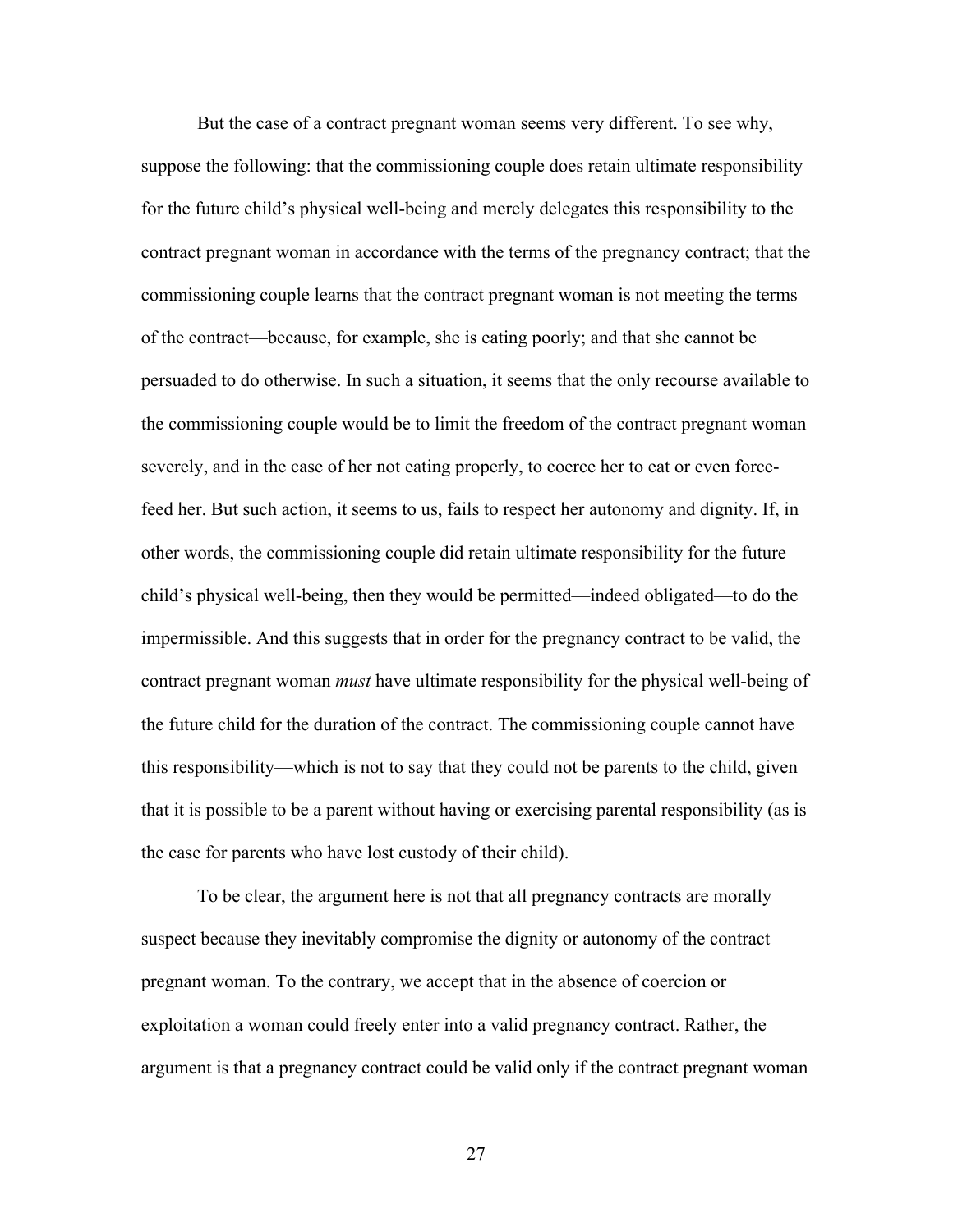But the case of a contract pregnant woman seems very different. To see why, suppose the following: that the commissioning couple does retain ultimate responsibility for the future child's physical well-being and merely delegates this responsibility to the contract pregnant woman in accordance with the terms of the pregnancy contract; that the commissioning couple learns that the contract pregnant woman is not meeting the terms of the contract—because, for example, she is eating poorly; and that she cannot be persuaded to do otherwise. In such a situation, it seems that the only recourse available to the commissioning couple would be to limit the freedom of the contract pregnant woman severely, and in the case of her not eating properly, to coerce her to eat or even force-feed her. But such action, it seems to us, fails to respect her autonomy and dignity. If, in other words, the commissioning couple did retain ultimate responsibility for the future child's physical well-being, then they would be permitted—indeed obligated—to do the impermissible. And this suggests that in order for the pregnancy contract to be valid, the contract pregnant woman *must* have ultimate responsibility for the physical well-being of the future child for the duration of the contract. The commissioning couple cannot have this responsibility—which is not to say that they could not be parents to the child, given that it is possible to be a parent without having or exercising parental responsibility (as is the case for parents who have lost custody of their child).

To be clear, the argument here is not that all pregnancy contracts are morally suspect because they inevitably compromise the dignity or autonomy of the contract pregnant woman. To the contrary, we accept that in the absence of coercion or exploitation a woman could freely enter into a valid pregnancy contract. Rather, the argument is that a pregnancy contract could be valid only if the contract pregnant woman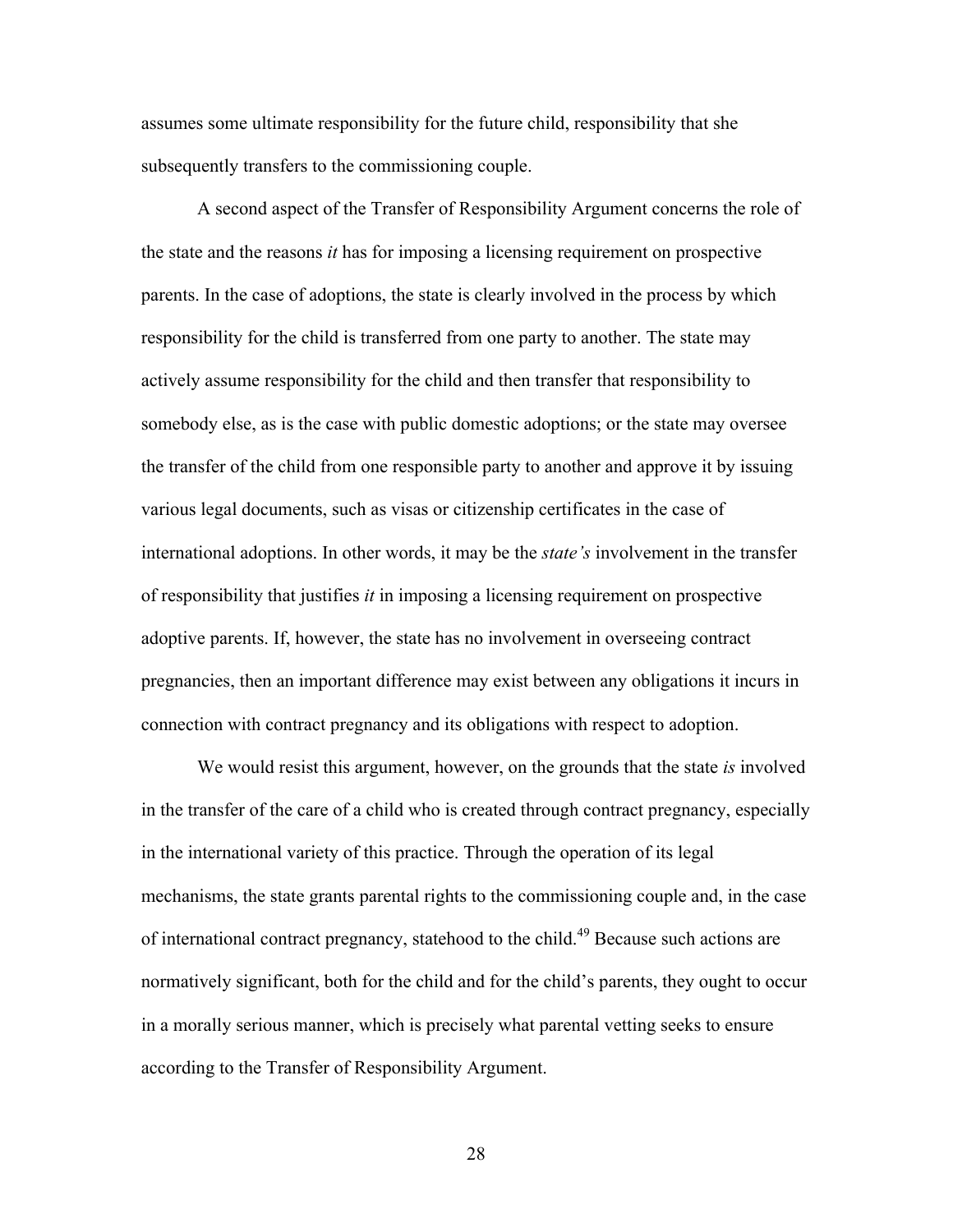assumes some ultimate responsibility for the future child, responsibility that she subsequently transfers to the commissioning couple.

A second aspect of the Transfer of Responsibility Argument concerns the role of the state and the reasons *it* has for imposing a licensing requirement on prospective parents. In the case of adoptions, the state is clearly involved in the process by which responsibility for the child is transferred from one party to another. The state may actively assume responsibility for the child and then transfer that responsibility to somebody else, as is the case with public domestic adoptions; or the state may oversee the transfer of the child from one responsible party to another and approve it by issuing various legal documents, such as visas or citizenship certificates in the case of international adoptions. In other words, it may be the *state's* involvement in the transfer of responsibility that justifies *it* in imposing a licensing requirement on prospective adoptive parents. If, however, the state has no involvement in overseeing contract pregnancies, then an important difference may exist between any obligations it incurs in connection with contract pregnancy and its obligations with respect to adoption.

We would resist this argument, however, on the grounds that the state *is* involved in the transfer of the care of a child who is created through contract pregnancy, especially in the international variety of this practice. Through the operation of its legal mechanisms, the state grants parental rights to the commissioning couple and, in the case of international contract pregnancy, statehood to the child.[49] Because such actions are normatively significant, both for the child and for the child's parents, they ought to occur in a morally serious manner, which is precisely what parental vetting seeks to ensure according to the Transfer of Responsibility Argument.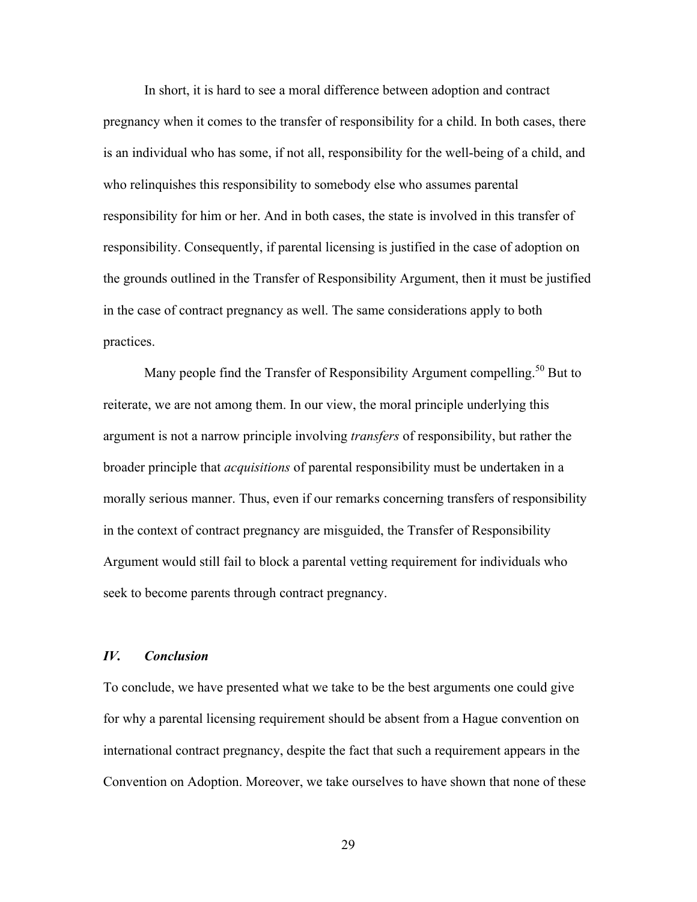In short, it is hard to see a moral difference between adoption and contract pregnancy when it comes to the transfer of responsibility for a child. In both cases, there is an individual who has some, if not all, responsibility for the well-being of a child, and who relinquishes this responsibility to somebody else who assumes parental responsibility for him or her. And in both cases, the state is involved in this transfer of responsibility. Consequently, if parental licensing is justified in the case of adoption on the grounds outlined in the Transfer of Responsibility Argument, then it must be justified in the case of contract pregnancy as well. The same considerations apply to both practices.

Many people find the Transfer of Responsibility Argument compelling.[50] But to reiterate, we are not among them. In our view, the moral principle underlying this argument is not a narrow principle involving *transfers* of responsibility, but rather the broader principle that *acquisitions* of parental responsibility must be undertaken in a morally serious manner. Thus, even if our remarks concerning transfers of responsibility in the context of contract pregnancy are misguided, the Transfer of Responsibility Argument would still fail to block a parental vetting requirement for individuals who seek to become parents through contract pregnancy.

## *IV. Conclusion*

To conclude, we have presented what we take to be the best arguments one could give for why a parental licensing requirement should be absent from a Hague convention on international contract pregnancy, despite the fact that such a requirement appears in the Convention on Adoption. Moreover, we take ourselves to have shown that none of these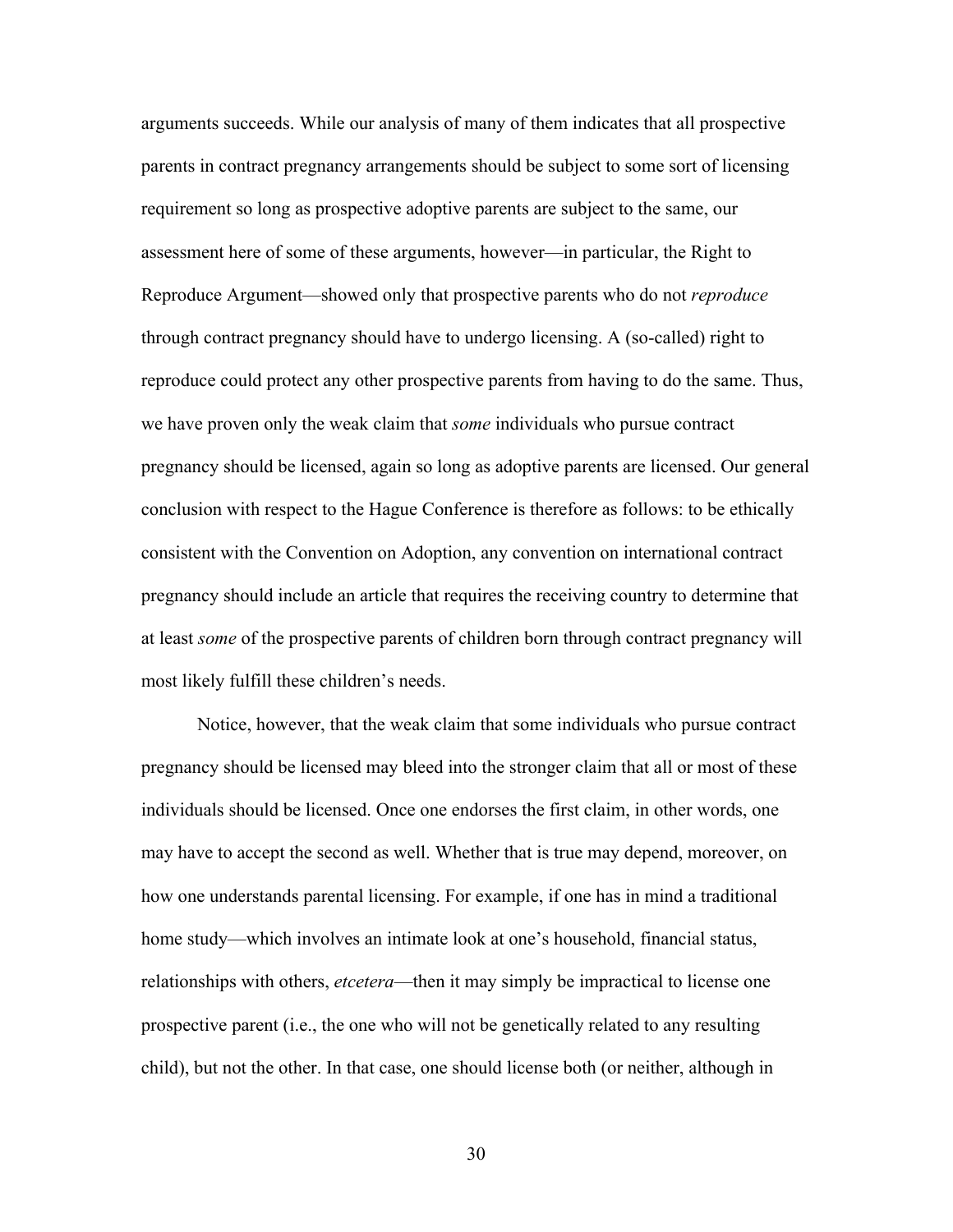arguments succeeds. While our analysis of many of them indicates that all prospective parents in contract pregnancy arrangements should be subject to some sort of licensing requirement so long as prospective adoptive parents are subject to the same, our assessment here of some of these arguments, however—in particular, the Right to Reproduce Argument—showed only that prospective parents who do not *reproduce* through contract pregnancy should have to undergo licensing. A (so-called) right to reproduce could protect any other prospective parents from having to do the same. Thus, we have proven only the weak claim that *some* individuals who pursue contract pregnancy should be licensed, again so long as adoptive parents are licensed. Our general conclusion with respect to the Hague Conference is therefore as follows: to be ethically consistent with the Convention on Adoption, any convention on international contract pregnancy should include an article that requires the receiving country to determine that at least *some* of the prospective parents of children born through contract pregnancy will most likely fulfill these children's needs.

Notice, however, that the weak claim that some individuals who pursue contract pregnancy should be licensed may bleed into the stronger claim that all or most of these individuals should be licensed. Once one endorses the first claim, in other words, one may have to accept the second as well. Whether that is true may depend, moreover, on how one understands parental licensing. For example, if one has in mind a traditional home study—which involves an intimate look at one's household, financial status, relationships with others, *etcetera*—then it may simply be impractical to license one prospective parent (i.e., the one who will not be genetically related to any resulting child), but not the other. In that case, one should license both (or neither, although in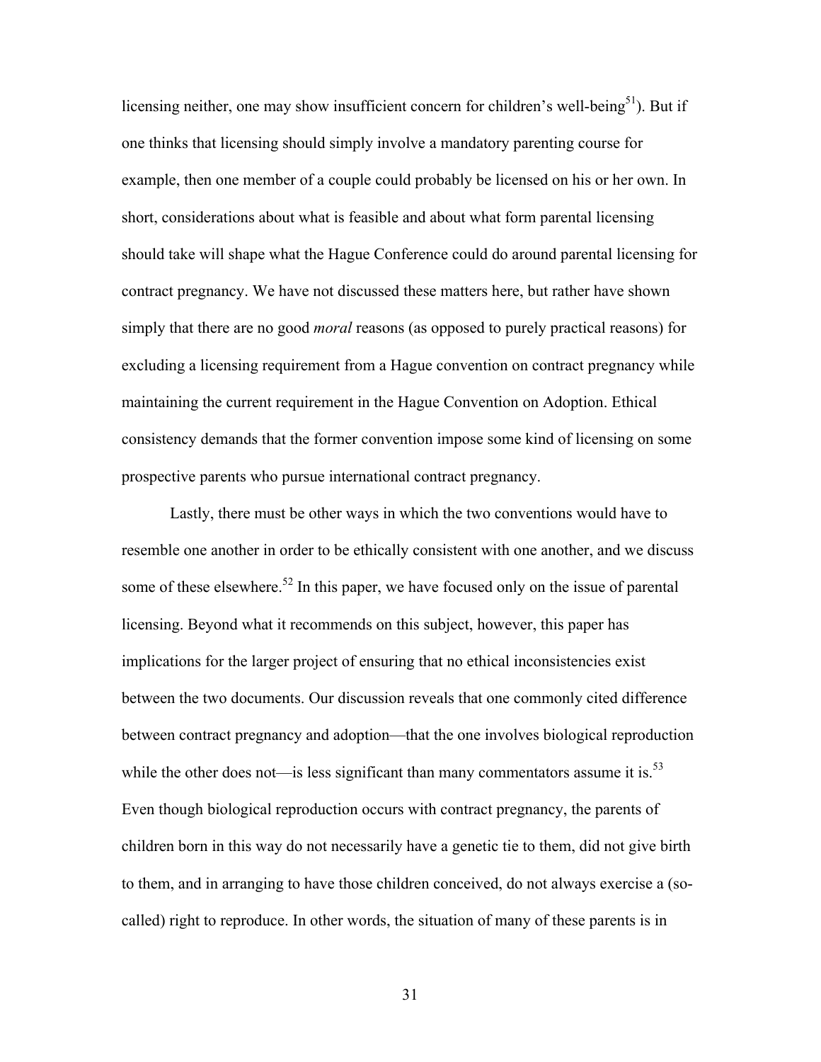licensing neither, one may show insufficient concern for children's well-being[51]). But if one thinks that licensing should simply involve a mandatory parenting course for example, then one member of a couple could probably be licensed on his or her own. In short, considerations about what is feasible and about what form parental licensing should take will shape what the Hague Conference could do around parental licensing for contract pregnancy. We have not discussed these matters here, but rather have shown simply that there are no good *moral* reasons (as opposed to purely practical reasons) for excluding a licensing requirement from a Hague convention on contract pregnancy while maintaining the current requirement in the Hague Convention on Adoption. Ethical consistency demands that the former convention impose some kind of licensing on some prospective parents who pursue international contract pregnancy.

Lastly, there must be other ways in which the two conventions would have to resemble one another in order to be ethically consistent with one another, and we discuss some of these elsewhere.[52] In this paper, we have focused only on the issue of parental licensing. Beyond what it recommends on this subject, however, this paper has implications for the larger project of ensuring that no ethical inconsistencies exist between the two documents. Our discussion reveals that one commonly cited difference between contract pregnancy and adoption—that the one involves biological reproduction while the other does not—is less significant than many commentators assume it is.[53] Even though biological reproduction occurs with contract pregnancy, the parents of children born in this way do not necessarily have a genetic tie to them, did not give birth to them, and in arranging to have those children conceived, do not always exercise a (so-called) right to reproduce. In other words, the situation of many of these parents is in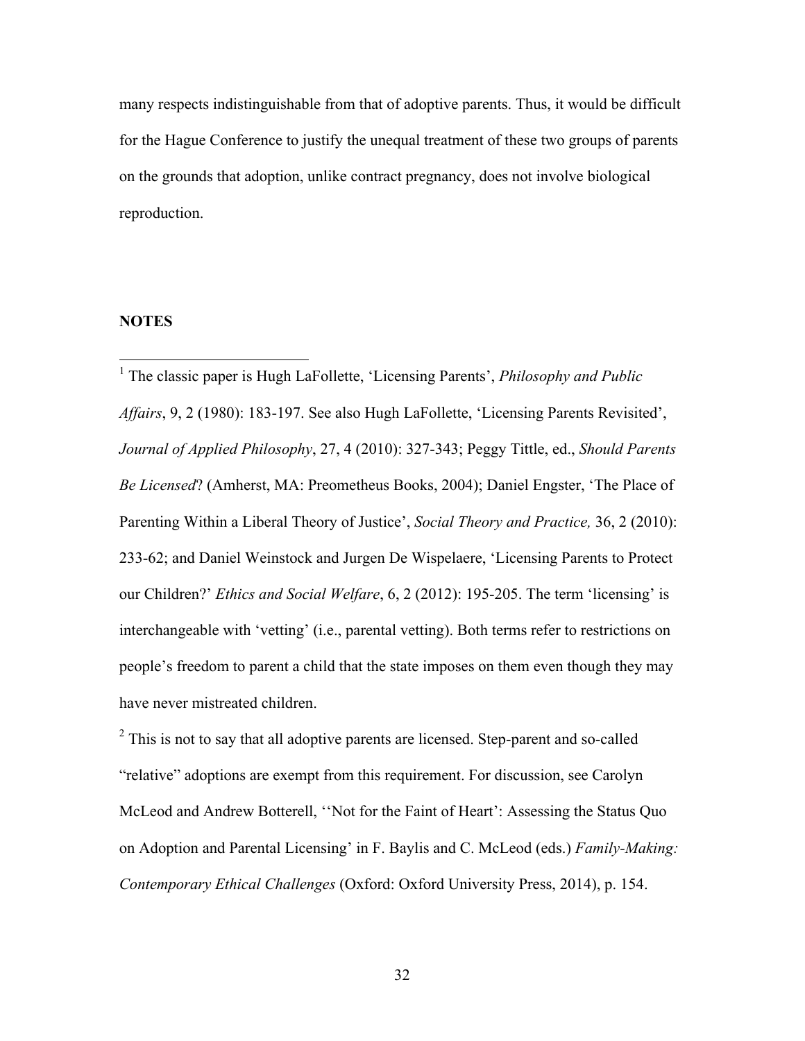many respects indistinguishable from that of adoptive parents. Thus, it would be difficult for the Hague Conference to justify the unequal treatment of these two groups of parents on the grounds that adoption, unlike contract pregnancy, does not involve biological reproduction.

## NOTES

[1] The classic paper is Hugh LaFollette, 'Licensing Parents', *Philosophy and Public Affairs*, 9, 2 (1980): 183-197. See also Hugh LaFollette, 'Licensing Parents Revisited', *Journal of Applied Philosophy*, 27, 4 (2010): 327-343; Peggy Tittle, ed., *Should Parents Be Licensed*? (Amherst, MA: Preometheus Books, 2004); Daniel Engster, 'The Place of Parenting Within a Liberal Theory of Justice', *Social Theory and Practice,* 36, 2 (2010): 233-62; and Daniel Weinstock and Jurgen De Wispelaere, 'Licensing Parents to Protect our Children?' *Ethics and Social Welfare*, 6, 2 (2012): 195-205. The term 'licensing' is interchangeable with 'vetting' (i.e., parental vetting). Both terms refer to restrictions on people's freedom to parent a child that the state imposes on them even though they may have never mistreated children.

[2] This is not to say that all adoptive parents are licensed. Step-parent and so-called "relative" adoptions are exempt from this requirement. For discussion, see Carolyn McLeod and Andrew Botterell, ''Not for the Faint of Heart': Assessing the Status Quo on Adoption and Parental Licensing' in F. Baylis and C. McLeod (eds.) *Family-Making: Contemporary Ethical Challenges* (Oxford: Oxford University Press, 2014), p. 154.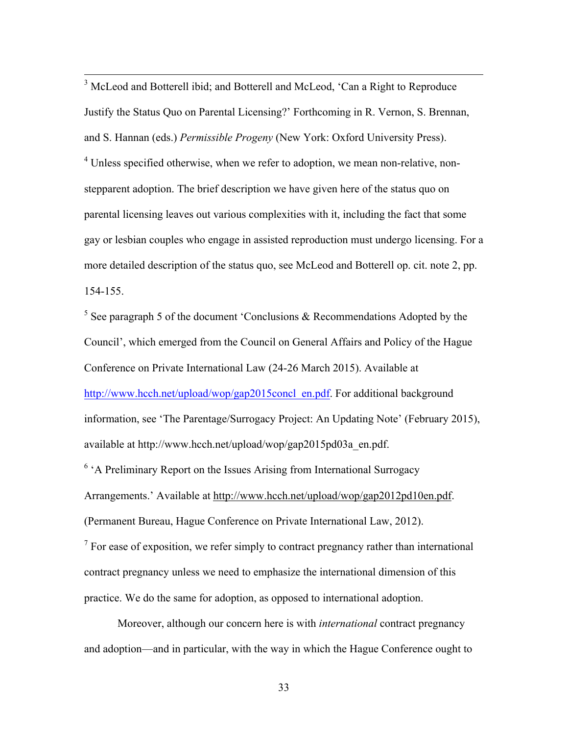[3] McLeod and Botterell ibid; and Botterell and McLeod, 'Can a Right to Reproduce Justify the Status Quo on Parental Licensing?' Forthcoming in R. Vernon, S. Brennan, and S. Hannan (eds.) *Permissible Progeny* (New York: Oxford University Press).

[4] Unless specified otherwise, when we refer to adoption, we mean non-relative, non-stepparent adoption. The brief description we have given here of the status quo on parental licensing leaves out various complexities with it, including the fact that some gay or lesbian couples who engage in assisted reproduction must undergo licensing. For a more detailed description of the status quo, see McLeod and Botterell op. cit. note 2, pp. 154-155.

[5] See paragraph 5 of the document 'Conclusions & Recommendations Adopted by the Council', which emerged from the Council on General Affairs and Policy of the Hague Conference on Private International Law (24-26 March 2015). Available at http://www.hcch.net/upload/wop/gap2015concl_en.pdf. For additional background information, see 'The Parentage/Surrogacy Project: An Updating Note' (February 2015), available at http://www.hcch.net/upload/wop/gap2015pd03a_en.pdf.

[6] 'A Preliminary Report on the Issues Arising from International Surrogacy Arrangements.' Available at http://www.hcch.net/upload/wop/gap2012pd10en.pdf. (Permanent Bureau, Hague Conference on Private International Law, 2012).

[7] For ease of exposition, we refer simply to contract pregnancy rather than international contract pregnancy unless we need to emphasize the international dimension of this practice. We do the same for adoption, as opposed to international adoption.

Moreover, although our concern here is with *international* contract pregnancy and adoption—and in particular, with the way in which the Hague Conference ought to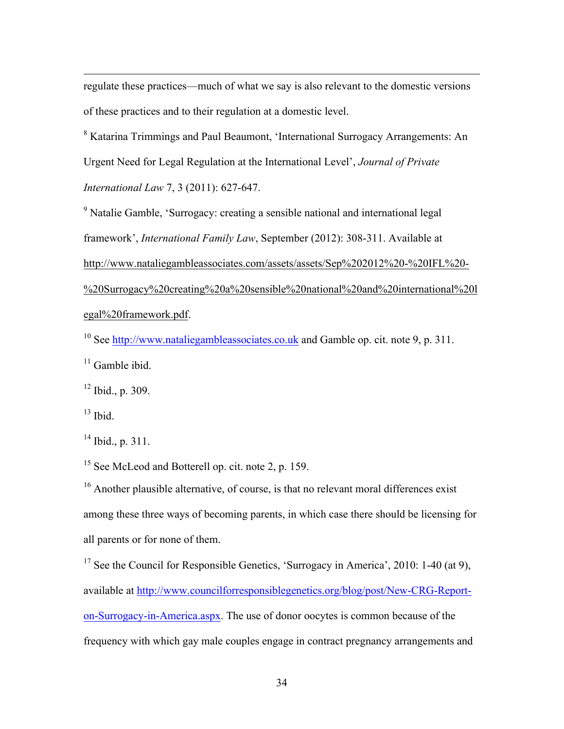regulate these practices—much of what we say is also relevant to the domestic versions of these practices and to their regulation at a domestic level.

[8] Katarina Trimmings and Paul Beaumont, 'International Surrogacy Arrangements: An Urgent Need for Legal Regulation at the International Level', *Journal of Private International Law* 7, 3 (2011): 627-647.

[9] Natalie Gamble, 'Surrogacy: creating a sensible national and international legal framework', *International Family Law*, September (2012): 308-311. Available at http://www.nataliegambleassociates.com/assets/assets/Sep%202012%20-%20IFL%20-%20Surrogacy%20creating%20a%20sensible%20national%20and%20international%20legal%20framework.pdf.

[10] See http://www.nataliegambleassociates.co.uk and Gamble op. cit. note 9, p. 311.

[11] Gamble ibid.

[12] Ibid., p. 309.

[13] Ibid.

[14] Ibid., p. 311.

[15] See McLeod and Botterell op. cit. note 2, p. 159.

[16] Another plausible alternative, of course, is that no relevant moral differences exist among these three ways of becoming parents, in which case there should be licensing for all parents or for none of them.

[17] See the Council for Responsible Genetics, 'Surrogacy in America', 2010: 1-40 (at 9), available at http://www.councilforresponsiblegenetics.org/blog/post/New-CRG-Report-on-Surrogacy-in-America.aspx. The use of donor oocytes is common because of the frequency with which gay male couples engage in contract pregnancy arrangements and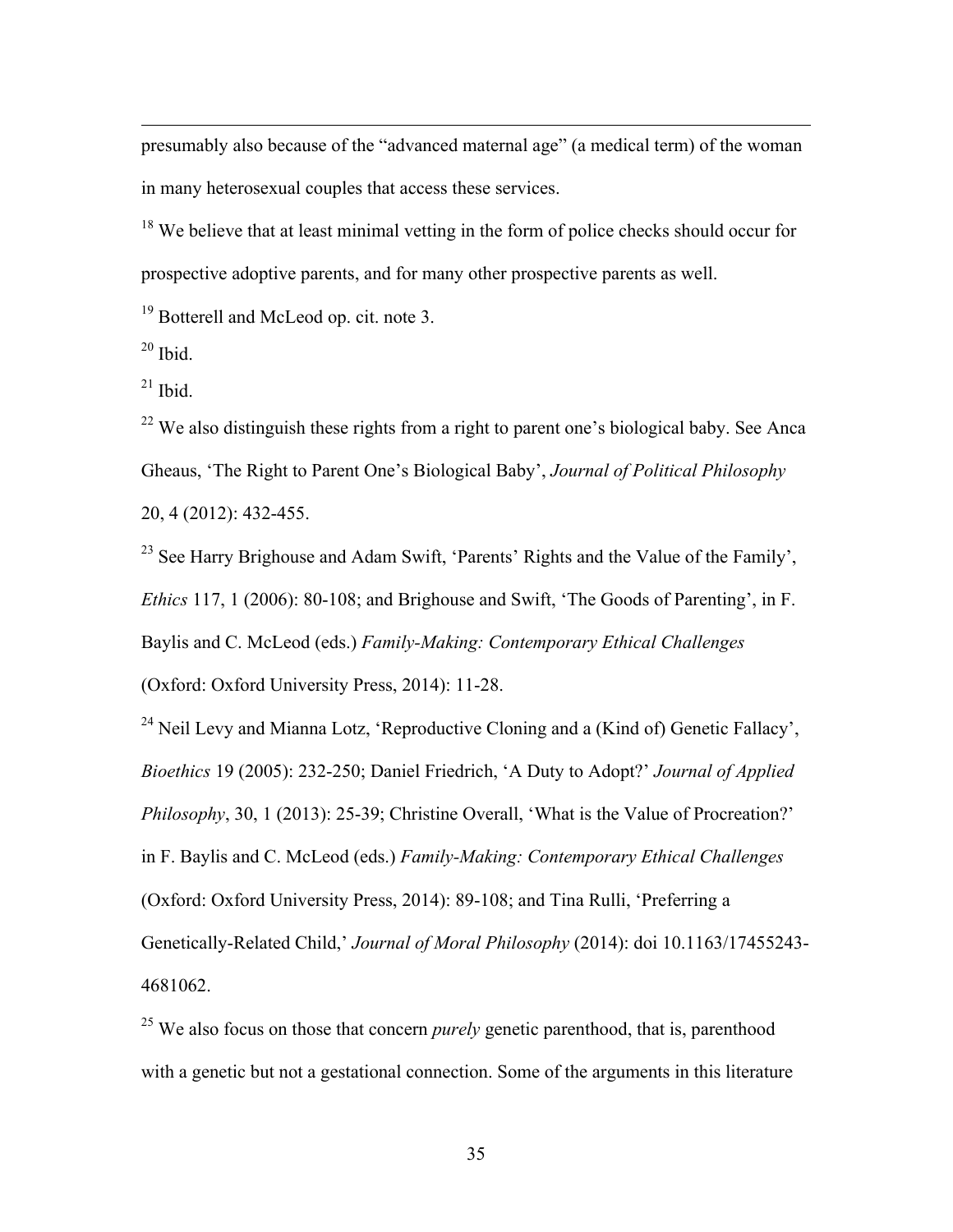presumably also because of the "advanced maternal age" (a medical term) of the woman in many heterosexual couples that access these services.

[18] We believe that at least minimal vetting in the form of police checks should occur for prospective adoptive parents, and for many other prospective parents as well.

[19] Botterell and McLeod op. cit. note 3.

[20] Ibid.

[21] Ibid.

[22] We also distinguish these rights from a right to parent one's biological baby. See Anca Gheaus, 'The Right to Parent One's Biological Baby', *Journal of Political Philosophy* 20, 4 (2012): 432-455.

[23] See Harry Brighouse and Adam Swift, 'Parents' Rights and the Value of the Family', *Ethics* 117, 1 (2006): 80-108; and Brighouse and Swift, 'The Goods of Parenting', in F. Baylis and C. McLeod (eds.) *Family-Making: Contemporary Ethical Challenges* (Oxford: Oxford University Press, 2014): 11-28.

[24] Neil Levy and Mianna Lotz, 'Reproductive Cloning and a (Kind of) Genetic Fallacy', *Bioethics* 19 (2005): 232-250; Daniel Friedrich, 'A Duty to Adopt?' *Journal of Applied Philosophy*, 30, 1 (2013): 25-39; Christine Overall, 'What is the Value of Procreation?' in F. Baylis and C. McLeod (eds.) *Family-Making: Contemporary Ethical Challenges* (Oxford: Oxford University Press, 2014): 89-108; and Tina Rulli, 'Preferring a Genetically-Related Child,' *Journal of Moral Philosophy* (2014): doi 10.1163/17455243-4681062.

[25] We also focus on those that concern *purely* genetic parenthood, that is, parenthood with a genetic but not a gestational connection. Some of the arguments in this literature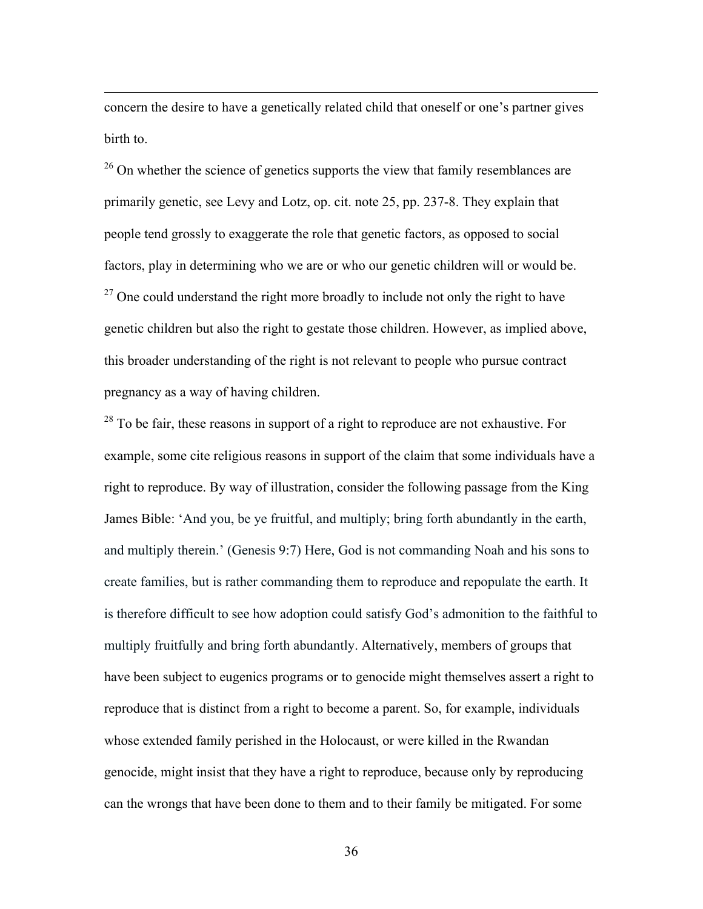concern the desire to have a genetically related child that oneself or one's partner gives birth to.

[26] On whether the science of genetics supports the view that family resemblances are primarily genetic, see Levy and Lotz, op. cit. note 25, pp. 237-8. They explain that people tend grossly to exaggerate the role that genetic factors, as opposed to social factors, play in determining who we are or who our genetic children will or would be.

[27] One could understand the right more broadly to include not only the right to have genetic children but also the right to gestate those children. However, as implied above, this broader understanding of the right is not relevant to people who pursue contract pregnancy as a way of having children.

[28] To be fair, these reasons in support of a right to reproduce are not exhaustive. For example, some cite religious reasons in support of the claim that some individuals have a right to reproduce. By way of illustration, consider the following passage from the King James Bible: 'And you, be ye fruitful, and multiply; bring forth abundantly in the earth, and multiply therein.' (Genesis 9:7) Here, God is not commanding Noah and his sons to create families, but is rather commanding them to reproduce and repopulate the earth. It is therefore difficult to see how adoption could satisfy God's admonition to the faithful to multiply fruitfully and bring forth abundantly. Alternatively, members of groups that have been subject to eugenics programs or to genocide might themselves assert a right to reproduce that is distinct from a right to become a parent. So, for example, individuals whose extended family perished in the Holocaust, or were killed in the Rwandan genocide, might insist that they have a right to reproduce, because only by reproducing can the wrongs that have been done to them and to their family be mitigated. For some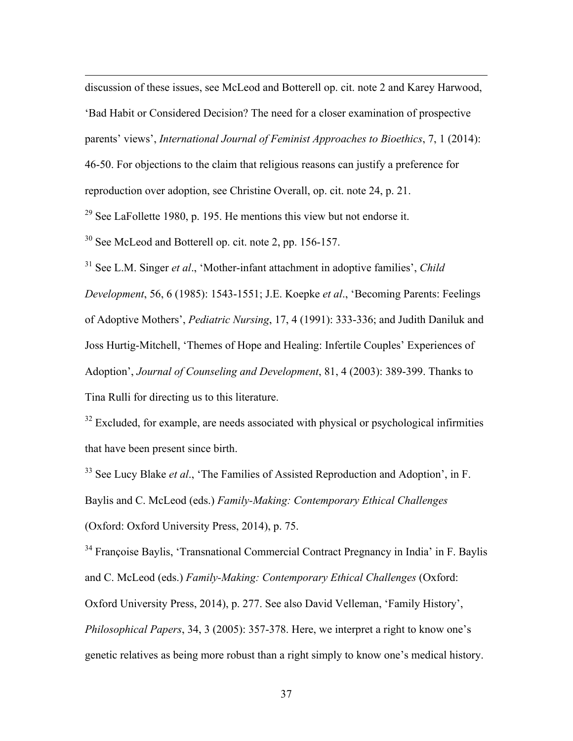discussion of these issues, see McLeod and Botterell op. cit. note 2 and Karey Harwood, 'Bad Habit or Considered Decision? The need for a closer examination of prospective parents' views', *International Journal of Feminist Approaches to Bioethics*, 7, 1 (2014): 46-50. For objections to the claim that religious reasons can justify a preference for reproduction over adoption, see Christine Overall, op. cit. note 24, p. 21.

[29] See LaFollette 1980, p. 195. He mentions this view but not endorse it.

[30] See McLeod and Botterell op. cit. note 2, pp. 156-157.

[31] See L.M. Singer *et al*., 'Mother-infant attachment in adoptive families', *Child Development*, 56, 6 (1985): 1543-1551; J.E. Koepke *et al*., 'Becoming Parents: Feelings of Adoptive Mothers', *Pediatric Nursing*, 17, 4 (1991): 333-336; and Judith Daniluk and Joss Hurtig-Mitchell, 'Themes of Hope and Healing: Infertile Couples' Experiences of Adoption', *Journal of Counseling and Development*, 81, 4 (2003): 389-399. Thanks to Tina Rulli for directing us to this literature.

[32] Excluded, for example, are needs associated with physical or psychological infirmities that have been present since birth.

[33] See Lucy Blake *et al*., 'The Families of Assisted Reproduction and Adoption', in F. Baylis and C. McLeod (eds.) *Family-Making: Contemporary Ethical Challenges* (Oxford: Oxford University Press, 2014), p. 75.

[34] Françoise Baylis, 'Transnational Commercial Contract Pregnancy in India' in F. Baylis and C. McLeod (eds.) *Family-Making: Contemporary Ethical Challenges* (Oxford: Oxford University Press, 2014), p. 277. See also David Velleman, 'Family History', *Philosophical Papers*, 34, 3 (2005): 357-378. Here, we interpret a right to know one's genetic relatives as being more robust than a right simply to know one's medical history.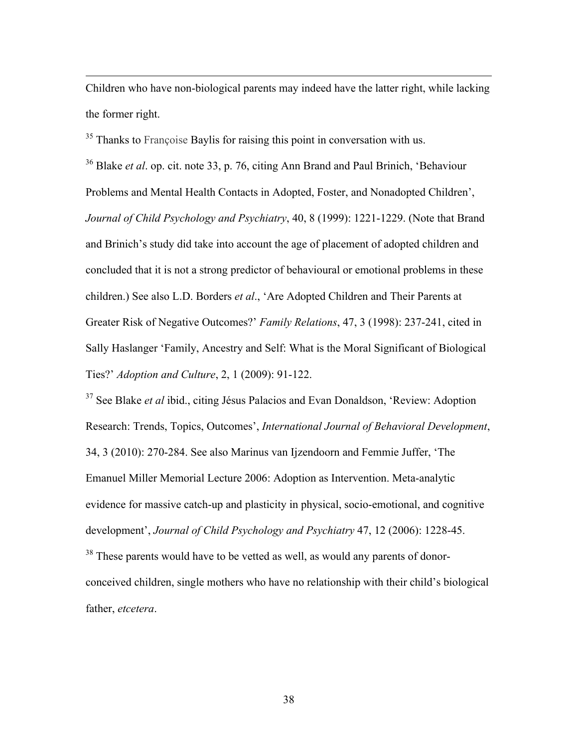Children who have non-biological parents may indeed have the latter right, while lacking the former right.

[35] Thanks to Françoise Baylis for raising this point in conversation with us.

[36] Blake *et al*. op. cit. note 33, p. 76, citing Ann Brand and Paul Brinich, 'Behaviour Problems and Mental Health Contacts in Adopted, Foster, and Nonadopted Children', *Journal of Child Psychology and Psychiatry*, 40, 8 (1999): 1221-1229. (Note that Brand and Brinich's study did take into account the age of placement of adopted children and concluded that it is not a strong predictor of behavioural or emotional problems in these children.) See also L.D. Borders *et al*., 'Are Adopted Children and Their Parents at Greater Risk of Negative Outcomes?' *Family Relations*, 47, 3 (1998): 237-241, cited in Sally Haslanger 'Family, Ancestry and Self: What is the Moral Significant of Biological Ties?' *Adoption and Culture*, 2, 1 (2009): 91-122.

[37] See Blake *et al* ibid., citing Jésus Palacios and Evan Donaldson, 'Review: Adoption Research: Trends, Topics, Outcomes', *International Journal of Behavioral Development*, 34, 3 (2010): 270-284. See also Marinus van Ijzendoorn and Femmie Juffer, 'The Emanuel Miller Memorial Lecture 2006: Adoption as Intervention. Meta-analytic evidence for massive catch-up and plasticity in physical, socio-emotional, and cognitive development', *Journal of Child Psychology and Psychiatry* 47, 12 (2006): 1228-45.

[38] These parents would have to be vetted as well, as would any parents of donor-conceived children, single mothers who have no relationship with their child's biological father, *etcetera*.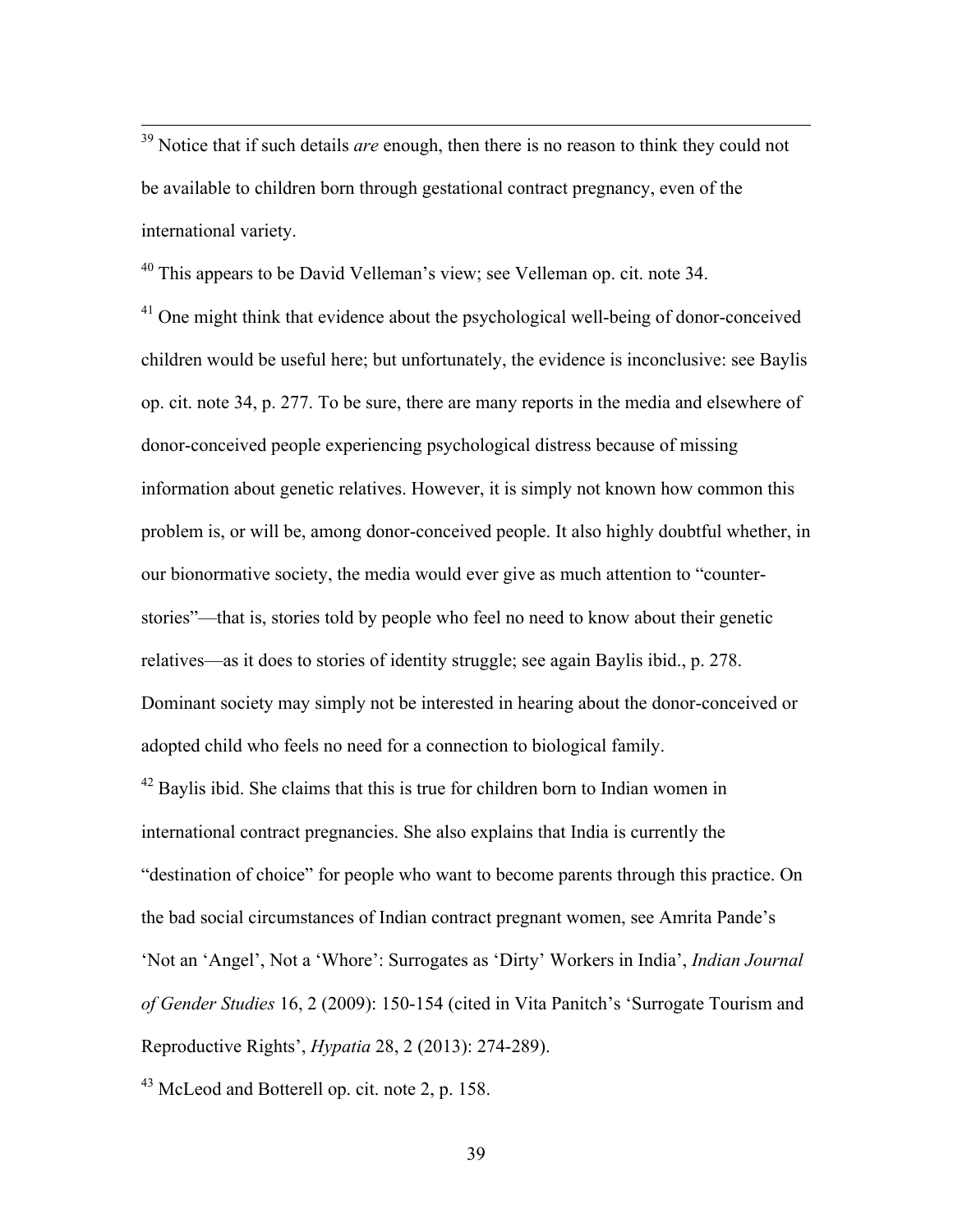[39] Notice that if such details *are* enough, then there is no reason to think they could not be available to children born through gestational contract pregnancy, even of the international variety.

[40] This appears to be David Velleman's view; see Velleman op. cit. note 34.

[41] One might think that evidence about the psychological well-being of donor-conceived children would be useful here; but unfortunately, the evidence is inconclusive: see Baylis op. cit. note 34, p. 277. To be sure, there are many reports in the media and elsewhere of donor-conceived people experiencing psychological distress because of missing information about genetic relatives. However, it is simply not known how common this problem is, or will be, among donor-conceived people. It also highly doubtful whether, in our bionormative society, the media would ever give as much attention to "counter-stories"—that is, stories told by people who feel no need to know about their genetic relatives—as it does to stories of identity struggle; see again Baylis ibid., p. 278. Dominant society may simply not be interested in hearing about the donor-conceived or adopted child who feels no need for a connection to biological family.

[42] Baylis ibid. She claims that this is true for children born to Indian women in international contract pregnancies. She also explains that India is currently the "destination of choice" for people who want to become parents through this practice. On the bad social circumstances of Indian contract pregnant women, see Amrita Pande's 'Not an 'Angel', Not a 'Whore': Surrogates as 'Dirty' Workers in India', *Indian Journal of Gender Studies* 16, 2 (2009): 150-154 (cited in Vita Panitch's 'Surrogate Tourism and Reproductive Rights', *Hypatia* 28, 2 (2013): 274-289).

[43] McLeod and Botterell op. cit. note 2, p. 158.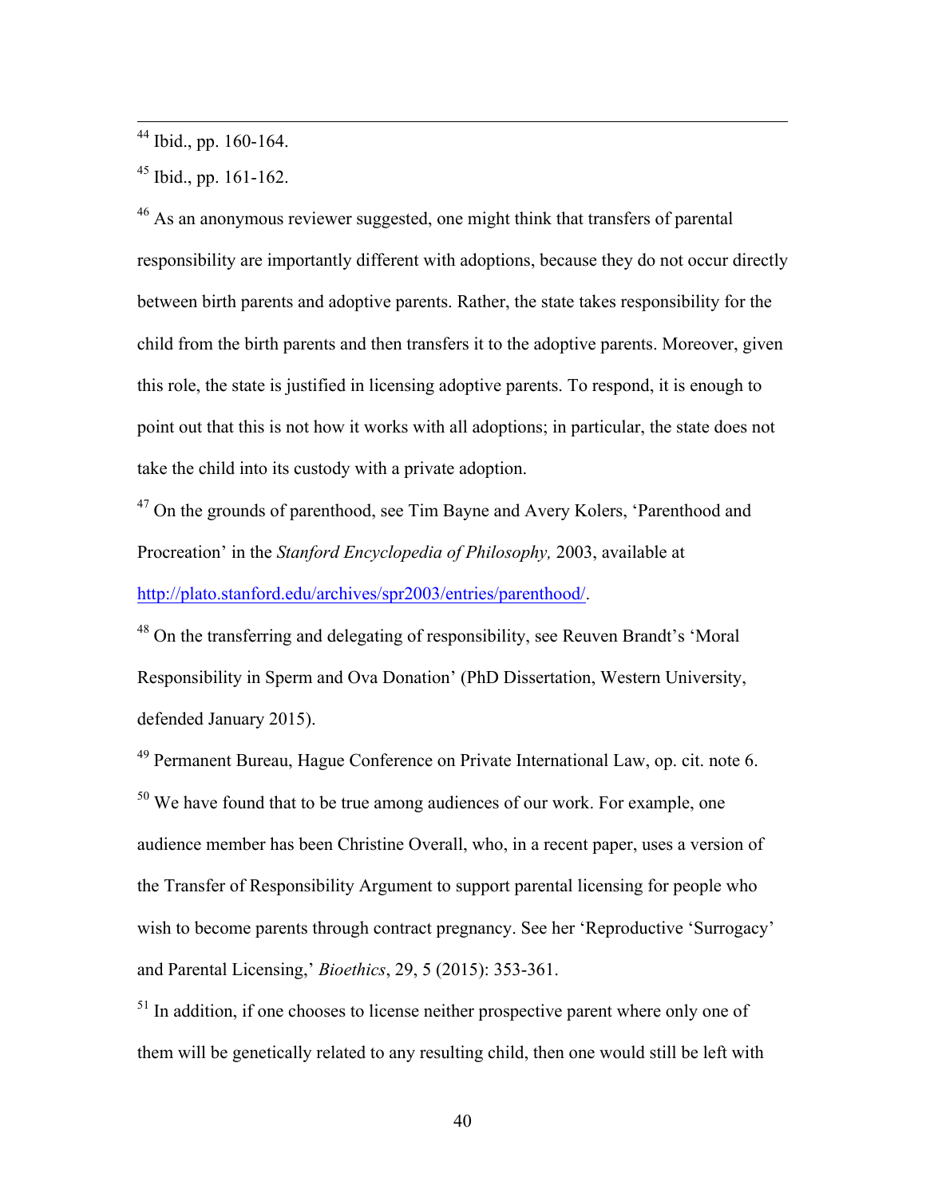[44] Ibid., pp. 160-164.

[45] Ibid., pp. 161-162.

[46] As an anonymous reviewer suggested, one might think that transfers of parental responsibility are importantly different with adoptions, because they do not occur directly between birth parents and adoptive parents. Rather, the state takes responsibility for the child from the birth parents and then transfers it to the adoptive parents. Moreover, given this role, the state is justified in licensing adoptive parents. To respond, it is enough to point out that this is not how it works with all adoptions; in particular, the state does not take the child into its custody with a private adoption.

[47] On the grounds of parenthood, see Tim Bayne and Avery Kolers, 'Parenthood and Procreation' in the *Stanford Encyclopedia of Philosophy,* 2003, available at http://plato.stanford.edu/archives/spr2003/entries/parenthood/.

[48] On the transferring and delegating of responsibility, see Reuven Brandt's 'Moral Responsibility in Sperm and Ova Donation' (PhD Dissertation, Western University, defended January 2015).

[49] Permanent Bureau, Hague Conference on Private International Law, op. cit. note 6.

[50] We have found that to be true among audiences of our work. For example, one audience member has been Christine Overall, who, in a recent paper, uses a version of the Transfer of Responsibility Argument to support parental licensing for people who wish to become parents through contract pregnancy. See her 'Reproductive 'Surrogacy' and Parental Licensing,' *Bioethics*, 29, 5 (2015): 353-361.

[51] In addition, if one chooses to license neither prospective parent where only one of them will be genetically related to any resulting child, then one would still be left with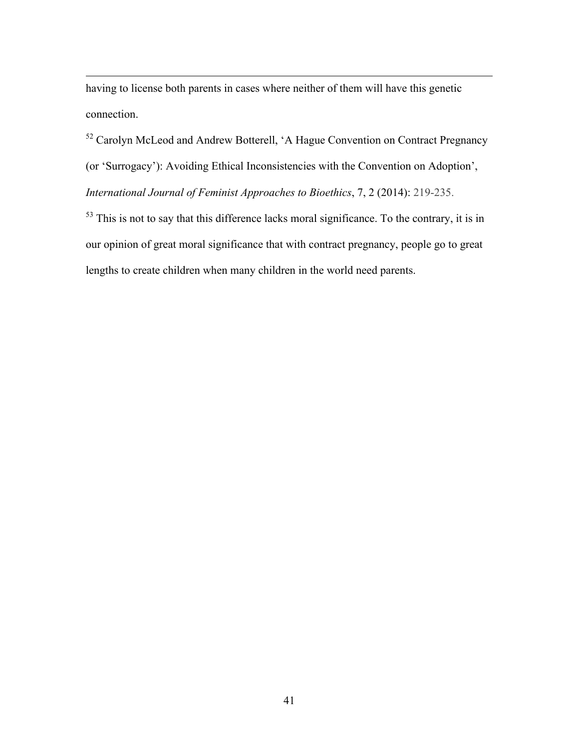having to license both parents in cases where neither of them will have this genetic connection.

[52] Carolyn McLeod and Andrew Botterell, 'A Hague Convention on Contract Pregnancy (or 'Surrogacy'): Avoiding Ethical Inconsistencies with the Convention on Adoption', *International Journal of Feminist Approaches to Bioethics*, 7, 2 (2014): 219-235.

[53] This is not to say that this difference lacks moral significance. To the contrary, it is in our opinion of great moral significance that with contract pregnancy, people go to great lengths to create children when many children in the world need parents.